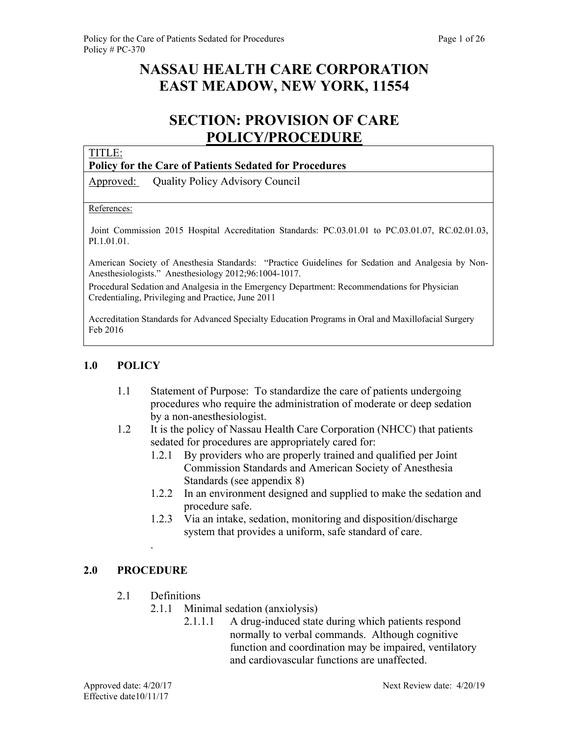# NASSAU HEALTH CARE CORPORATION
# EAST MEADOW, NEW YORK, 11554

## SECTION: PROVISION OF CARE
## POLICY/PROCEDURE

| |
|---|
| TITLE:<br>**Policy for the Care of Patients Sedated for Procedures** |
| Approved: Quality Policy Advisory Council |
| References:<br><br>Joint Commission 2015 Hospital Accreditation Standards: PC.03.01.01 to PC.03.01.07, RC.02.01.03, PI.1.01.01.<br><br>American Society of Anesthesia Standards: "Practice Guidelines for Sedation and Analgesia by Non-Anesthesiologists." Anesthesiology 2012;96:1004-1017.<br>Procedural Sedation and Analgesia in the Emergency Department: Recommendations for Physician Credentialing, Privileging and Practice, June 2011<br><br>Accreditation Standards for Advanced Specialty Education Programs in Oral and Maxillofacial Surgery Feb 2016 |

### 1.0 POLICY

1.1 Statement of Purpose: To standardize the care of patients undergoing procedures who require the administration of moderate or deep sedation by a non-anesthesiologist.

1.2 It is the policy of Nassau Health Care Corporation (NHCC) that patients sedated for procedures are appropriately cared for:

1.2.1 By providers who are properly trained and qualified per Joint Commission Standards and American Society of Anesthesia Standards (see appendix 8)

1.2.2 In an environment designed and supplied to make the sedation and procedure safe.

1.2.3 Via an intake, sedation, monitoring and disposition/discharge system that provides a uniform, safe standard of care.

.

### 2.0 PROCEDURE

2.1 Definitions

2.1.1 Minimal sedation (anxiolysis)

2.1.1.1 A drug-induced state during which patients respond normally to verbal commands. Although cognitive function and coordination may be impaired, ventilatory and cardiovascular functions are unaffected.

Approved date: 4/20/17
Effective date10/11/17

Next Review date: 4/20/19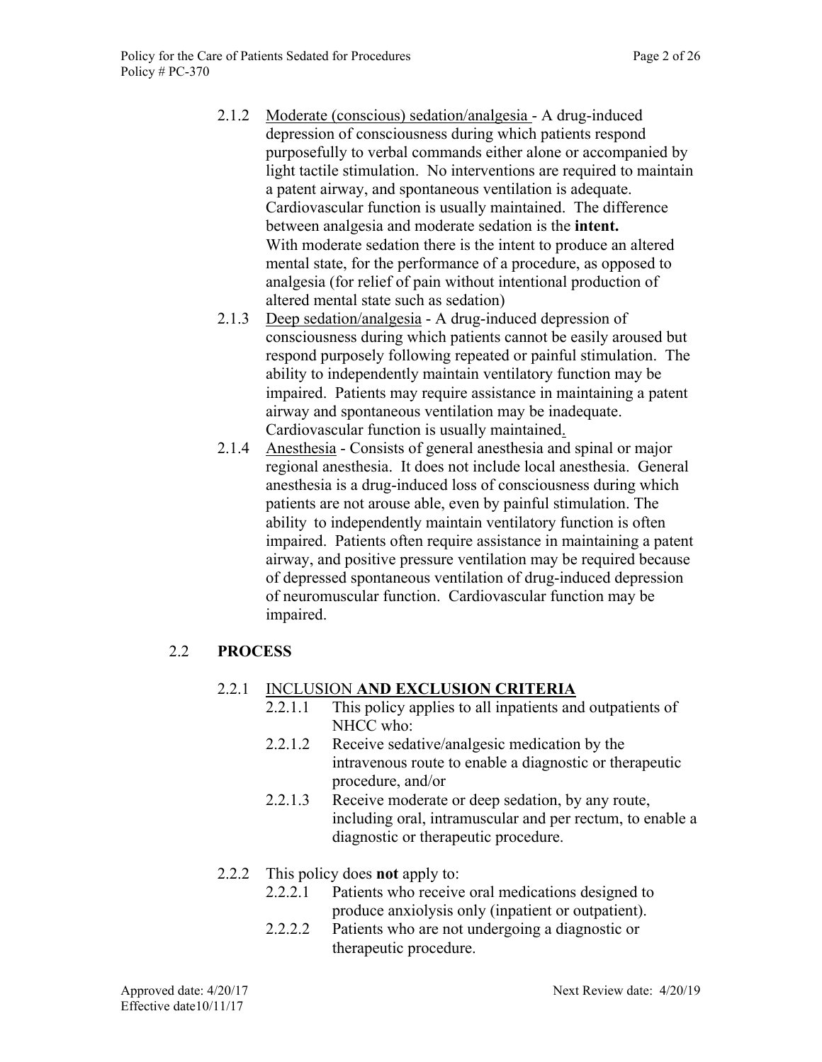2.1.2 Moderate (conscious) sedation/analgesia - A drug-induced depression of consciousness during which patients respond purposefully to verbal commands either alone or accompanied by light tactile stimulation. No interventions are required to maintain a patent airway, and spontaneous ventilation is adequate. Cardiovascular function is usually maintained. The difference between analgesia and moderate sedation is the **intent.** With moderate sedation there is the intent to produce an altered mental state, for the performance of a procedure, as opposed to analgesia (for relief of pain without intentional production of altered mental state such as sedation)

2.1.3 Deep sedation/analgesia - A drug-induced depression of consciousness during which patients cannot be easily aroused but respond purposely following repeated or painful stimulation. The ability to independently maintain ventilatory function may be impaired. Patients may require assistance in maintaining a patent airway and spontaneous ventilation may be inadequate. Cardiovascular function is usually maintained.

2.1.4 Anesthesia - Consists of general anesthesia and spinal or major regional anesthesia. It does not include local anesthesia. General anesthesia is a drug-induced loss of consciousness during which patients are not arouse able, even by painful stimulation. The ability to independently maintain ventilatory function is often impaired. Patients often require assistance in maintaining a patent airway, and positive pressure ventilation may be required because of depressed spontaneous ventilation of drug-induced depression of neuromuscular function. Cardiovascular function may be impaired.

## 2.2 PROCESS

### 2.2.1 INCLUSION **AND EXCLUSION CRITERIA**

2.2.1.1 This policy applies to all inpatients and outpatients of NHCC who:

2.2.1.2 Receive sedative/analgesic medication by the intravenous route to enable a diagnostic or therapeutic procedure, and/or

2.2.1.3 Receive moderate or deep sedation, by any route, including oral, intramuscular and per rectum, to enable a diagnostic or therapeutic procedure.

2.2.2 This policy does **not** apply to:

2.2.2.1 Patients who receive oral medications designed to produce anxiolysis only (inpatient or outpatient).

2.2.2.2 Patients who are not undergoing a diagnostic or therapeutic procedure.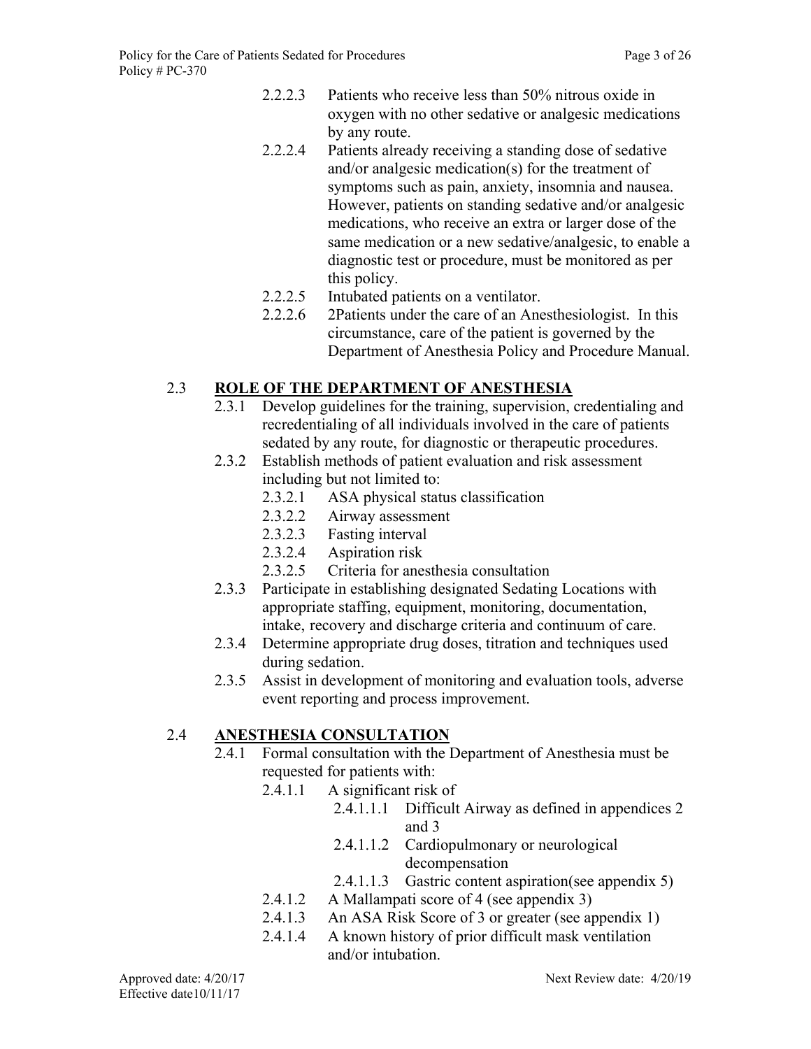2.2.2.3 Patients who receive less than 50% nitrous oxide in oxygen with no other sedative or analgesic medications by any route.

2.2.2.4 Patients already receiving a standing dose of sedative and/or analgesic medication(s) for the treatment of symptoms such as pain, anxiety, insomnia and nausea. However, patients on standing sedative and/or analgesic medications, who receive an extra or larger dose of the same medication or a new sedative/analgesic, to enable a diagnostic test or procedure, must be monitored as per this policy.

2.2.2.5 Intubated patients on a ventilator.

2.2.2.6 2Patients under the care of an Anesthesiologist. In this circumstance, care of the patient is governed by the Department of Anesthesia Policy and Procedure Manual.

## 2.3 ROLE OF THE DEPARTMENT OF ANESTHESIA

2.3.1 Develop guidelines for the training, supervision, credentialing and recredentialing of all individuals involved in the care of patients sedated by any route, for diagnostic or therapeutic procedures.

2.3.2 Establish methods of patient evaluation and risk assessment including but not limited to:

- 2.3.2.1 ASA physical status classification
- 2.3.2.2 Airway assessment
- 2.3.2.3 Fasting interval
- 2.3.2.4 Aspiration risk
- 2.3.2.5 Criteria for anesthesia consultation

2.3.3 Participate in establishing designated Sedating Locations with appropriate staffing, equipment, monitoring, documentation, intake, recovery and discharge criteria and continuum of care.

2.3.4 Determine appropriate drug doses, titration and techniques used during sedation.

2.3.5 Assist in development of monitoring and evaluation tools, adverse event reporting and process improvement.

## 2.4 ANESTHESIA CONSULTATION

2.4.1 Formal consultation with the Department of Anesthesia must be requested for patients with:

- 2.4.1.1 A significant risk of
  - 2.4.1.1.1 Difficult Airway as defined in appendices 2 and 3
  - 2.4.1.1.2 Cardiopulmonary or neurological decompensation
  - 2.4.1.1.3 Gastric content aspiration(see appendix 5)
- 2.4.1.2 A Mallampati score of 4 (see appendix 3)
- 2.4.1.3 An ASA Risk Score of 3 or greater (see appendix 1)
- 2.4.1.4 A known history of prior difficult mask ventilation and/or intubation.

Approved date: 4/20/17
Effective date10/11/17

Next Review date: 4/20/19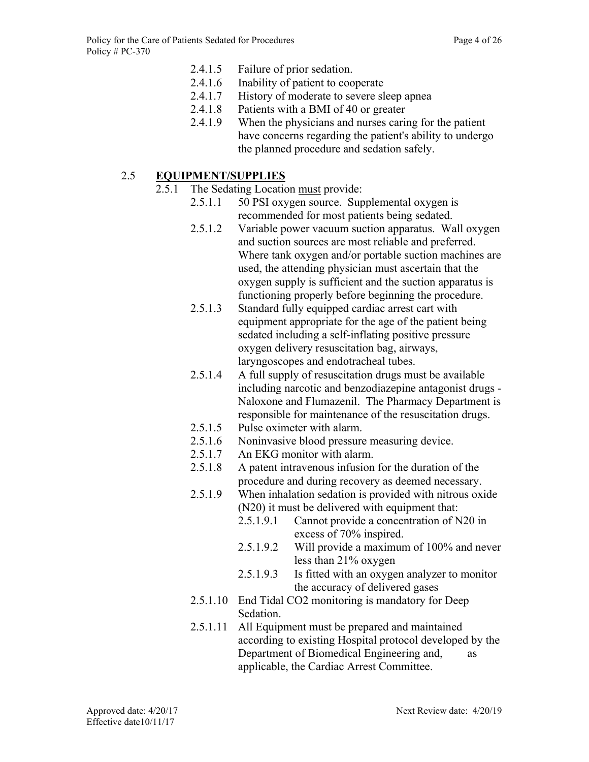2.4.1.5 Failure of prior sedation.

2.4.1.6 Inability of patient to cooperate

2.4.1.7 History of moderate to severe sleep apnea

2.4.1.8 Patients with a BMI of 40 or greater

2.4.1.9 When the physicians and nurses caring for the patient have concerns regarding the patient's ability to undergo the planned procedure and sedation safely.

## 2.5 **EQUIPMENT/SUPPLIES**

2.5.1 The Sedating Location <u>must</u> provide:

2.5.1.1 50 PSI oxygen source. Supplemental oxygen is recommended for most patients being sedated.

2.5.1.2 Variable power vacuum suction apparatus. Wall oxygen and suction sources are most reliable and preferred. Where tank oxygen and/or portable suction machines are used, the attending physician must ascertain that the oxygen supply is sufficient and the suction apparatus is functioning properly before beginning the procedure.

2.5.1.3 Standard fully equipped cardiac arrest cart with equipment appropriate for the age of the patient being sedated including a self-inflating positive pressure oxygen delivery resuscitation bag, airways, laryngoscopes and endotracheal tubes.

2.5.1.4 A full supply of resuscitation drugs must be available including narcotic and benzodiazepine antagonist drugs - Naloxone and Flumazenil. The Pharmacy Department is responsible for maintenance of the resuscitation drugs.

2.5.1.5 Pulse oximeter with alarm.

2.5.1.6 Noninvasive blood pressure measuring device.

2.5.1.7 An EKG monitor with alarm.

2.5.1.8 A patent intravenous infusion for the duration of the procedure and during recovery as deemed necessary.

2.5.1.9 When inhalation sedation is provided with nitrous oxide (N20) it must be delivered with equipment that:

2.5.1.9.1 Cannot provide a concentration of N20 in excess of 70% inspired.

2.5.1.9.2 Will provide a maximum of 100% and never less than 21% oxygen

2.5.1.9.3 Is fitted with an oxygen analyzer to monitor the accuracy of delivered gases

2.5.1.10 End Tidal CO2 monitoring is mandatory for Deep Sedation.

2.5.1.11 All Equipment must be prepared and maintained according to existing Hospital protocol developed by the Department of Biomedical Engineering and, as applicable, the Cardiac Arrest Committee.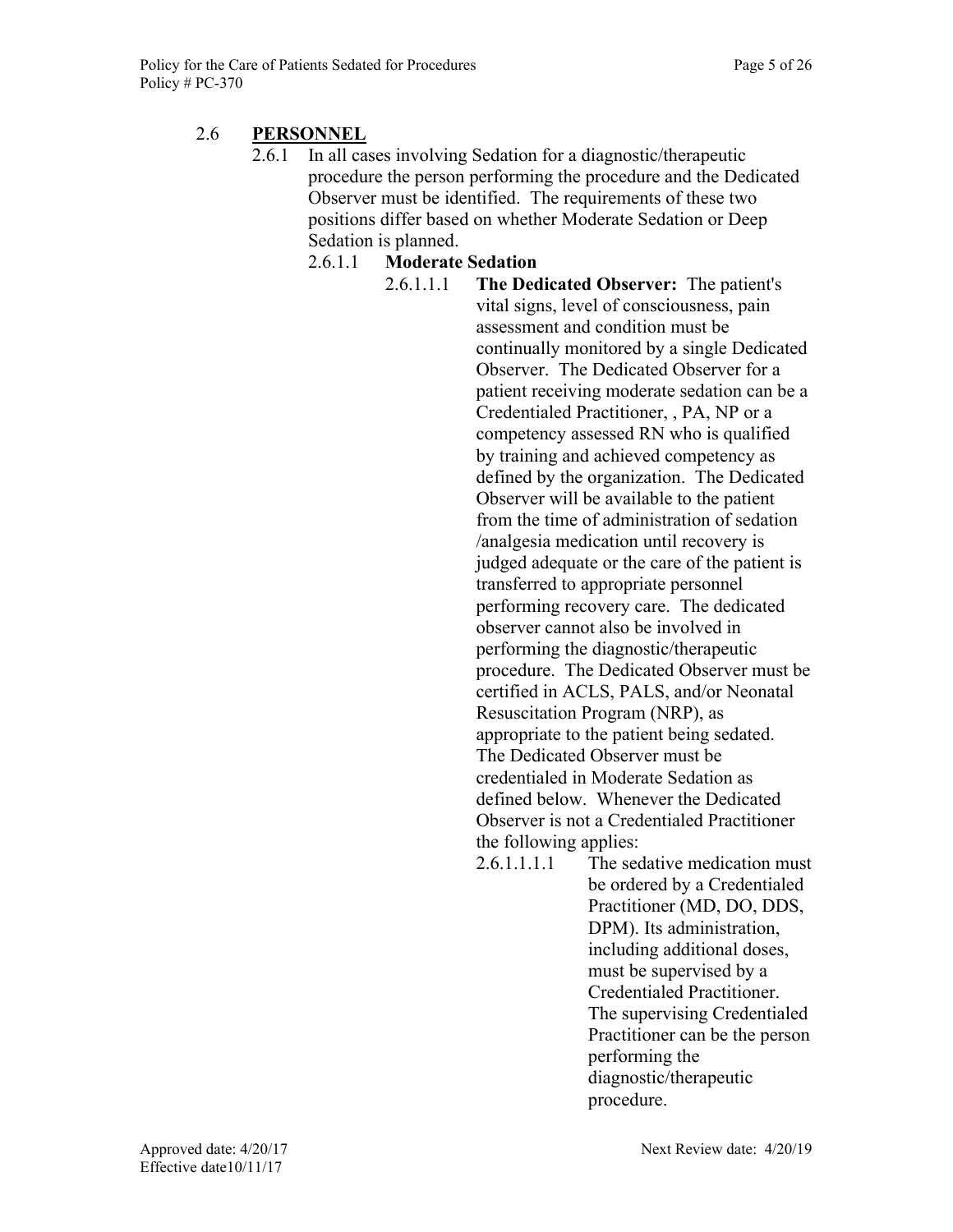## 2.6 **PERSONNEL**

2.6.1 In all cases involving Sedation for a diagnostic/therapeutic procedure the person performing the procedure and the Dedicated Observer must be identified. The requirements of these two positions differ based on whether Moderate Sedation or Deep Sedation is planned.

2.6.1.1 **Moderate Sedation**

2.6.1.1.1 **The Dedicated Observer:** The patient's vital signs, level of consciousness, pain assessment and condition must be continually monitored by a single Dedicated Observer. The Dedicated Observer for a patient receiving moderate sedation can be a Credentialed Practitioner, , PA, NP or a competency assessed RN who is qualified by training and achieved competency as defined by the organization. The Dedicated Observer will be available to the patient from the time of administration of sedation /analgesia medication until recovery is judged adequate or the care of the patient is transferred to appropriate personnel performing recovery care. The dedicated observer cannot also be involved in performing the diagnostic/therapeutic procedure. The Dedicated Observer must be certified in ACLS, PALS, and/or Neonatal Resuscitation Program (NRP), as appropriate to the patient being sedated. The Dedicated Observer must be credentialed in Moderate Sedation as defined below. Whenever the Dedicated Observer is not a Credentialed Practitioner the following applies:

2.6.1.1.1.1 The sedative medication must be ordered by a Credentialed Practitioner (MD, DO, DDS, DPM). Its administration, including additional doses, must be supervised by a Credentialed Practitioner. The supervising Credentialed Practitioner can be the person performing the diagnostic/therapeutic procedure.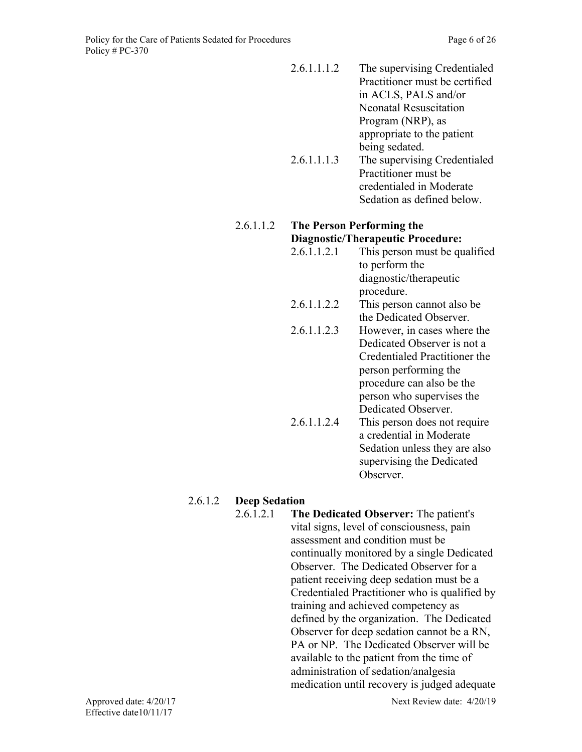2.6.1.1.1.2 The supervising Credentialed Practitioner must be certified in ACLS, PALS and/or Neonatal Resuscitation Program (NRP), as appropriate to the patient being sedated.

2.6.1.1.1.3 The supervising Credentialed Practitioner must be credentialed in Moderate Sedation as defined below.

2.6.1.1.2 **The Person Performing the Diagnostic/Therapeutic Procedure:**

2.6.1.1.2.1 This person must be qualified to perform the diagnostic/therapeutic procedure.

2.6.1.1.2.2 This person cannot also be the Dedicated Observer.

2.6.1.1.2.3 However, in cases where the Dedicated Observer is not a Credentialed Practitioner the person performing the procedure can also be the person who supervises the Dedicated Observer.

2.6.1.1.2.4 This person does not require a credential in Moderate Sedation unless they are also supervising the Dedicated Observer.

2.6.1.2 **Deep Sedation**

2.6.1.2.1 **The Dedicated Observer:** The patient's vital signs, level of consciousness, pain assessment and condition must be continually monitored by a single Dedicated Observer. The Dedicated Observer for a patient receiving deep sedation must be a Credentialed Practitioner who is qualified by training and achieved competency as defined by the organization. The Dedicated Observer for deep sedation cannot be a RN, PA or NP. The Dedicated Observer will be available to the patient from the time of administration of sedation/analgesia medication until recovery is judged adequate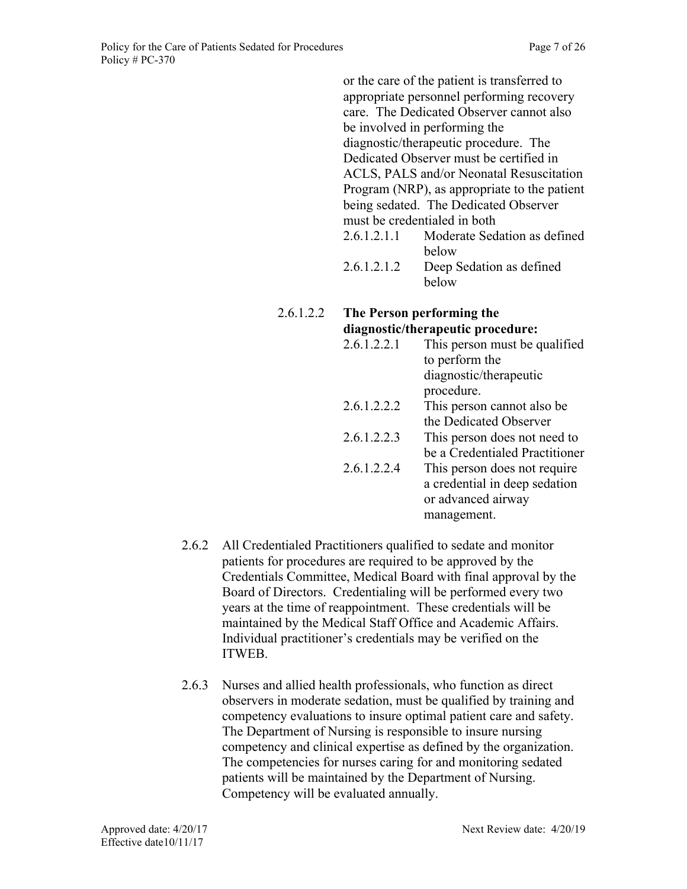or the care of the patient is transferred to appropriate personnel performing recovery care. The Dedicated Observer cannot also be involved in performing the diagnostic/therapeutic procedure. The Dedicated Observer must be certified in ACLS, PALS and/or Neonatal Resuscitation Program (NRP), as appropriate to the patient being sedated. The Dedicated Observer must be credentialed in both

2.6.1.2.1.1 Moderate Sedation as defined below

2.6.1.2.1.2 Deep Sedation as defined below

2.6.1.2.2 **The Person performing the diagnostic/therapeutic procedure:**

2.6.1.2.2.1 This person must be qualified to perform the diagnostic/therapeutic procedure.

2.6.1.2.2.2 This person cannot also be the Dedicated Observer

2.6.1.2.2.3 This person does not need to be a Credentialed Practitioner

2.6.1.2.2.4 This person does not require a credential in deep sedation or advanced airway management.

2.6.2 All Credentialed Practitioners qualified to sedate and monitor patients for procedures are required to be approved by the Credentials Committee, Medical Board with final approval by the Board of Directors. Credentialing will be performed every two years at the time of reappointment. These credentials will be maintained by the Medical Staff Office and Academic Affairs. Individual practitioner's credentials may be verified on the ITWEB.

2.6.3 Nurses and allied health professionals, who function as direct observers in moderate sedation, must be qualified by training and competency evaluations to insure optimal patient care and safety. The Department of Nursing is responsible to insure nursing competency and clinical expertise as defined by the organization. The competencies for nurses caring for and monitoring sedated patients will be maintained by the Department of Nursing. Competency will be evaluated annually.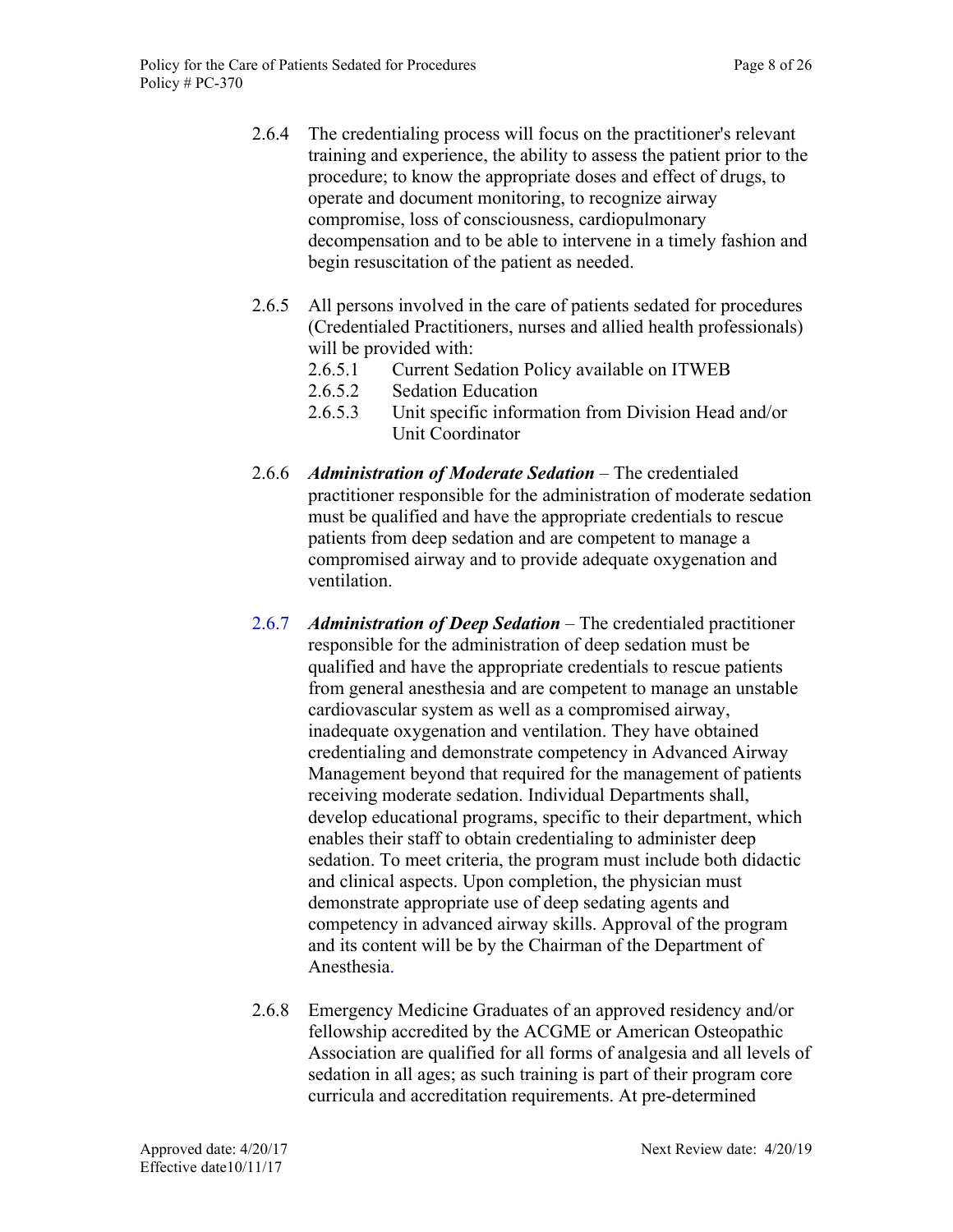2.6.4 The credentialing process will focus on the practitioner's relevant training and experience, the ability to assess the patient prior to the procedure; to know the appropriate doses and effect of drugs, to operate and document monitoring, to recognize airway compromise, loss of consciousness, cardiopulmonary decompensation and to be able to intervene in a timely fashion and begin resuscitation of the patient as needed.

2.6.5 All persons involved in the care of patients sedated for procedures (Credentialed Practitioners, nurses and allied health professionals) will be provided with:

- 2.6.5.1 Current Sedation Policy available on ITWEB
- 2.6.5.2 Sedation Education
- 2.6.5.3 Unit specific information from Division Head and/or Unit Coordinator

2.6.6 ***Administration of Moderate Sedation*** – The credentialed practitioner responsible for the administration of moderate sedation must be qualified and have the appropriate credentials to rescue patients from deep sedation and are competent to manage a compromised airway and to provide adequate oxygenation and ventilation.

2.6.7 ***Administration of Deep Sedation*** – The credentialed practitioner responsible for the administration of deep sedation must be qualified and have the appropriate credentials to rescue patients from general anesthesia and are competent to manage an unstable cardiovascular system as well as a compromised airway, inadequate oxygenation and ventilation. They have obtained credentialing and demonstrate competency in Advanced Airway Management beyond that required for the management of patients receiving moderate sedation. Individual Departments shall, develop educational programs, specific to their department, which enables their staff to obtain credentialing to administer deep sedation. To meet criteria, the program must include both didactic and clinical aspects. Upon completion, the physician must demonstrate appropriate use of deep sedating agents and competency in advanced airway skills. Approval of the program and its content will be by the Chairman of the Department of Anesthesia.

2.6.8 Emergency Medicine Graduates of an approved residency and/or fellowship accredited by the ACGME or American Osteopathic Association are qualified for all forms of analgesia and all levels of sedation in all ages; as such training is part of their program core curricula and accreditation requirements. At pre-determined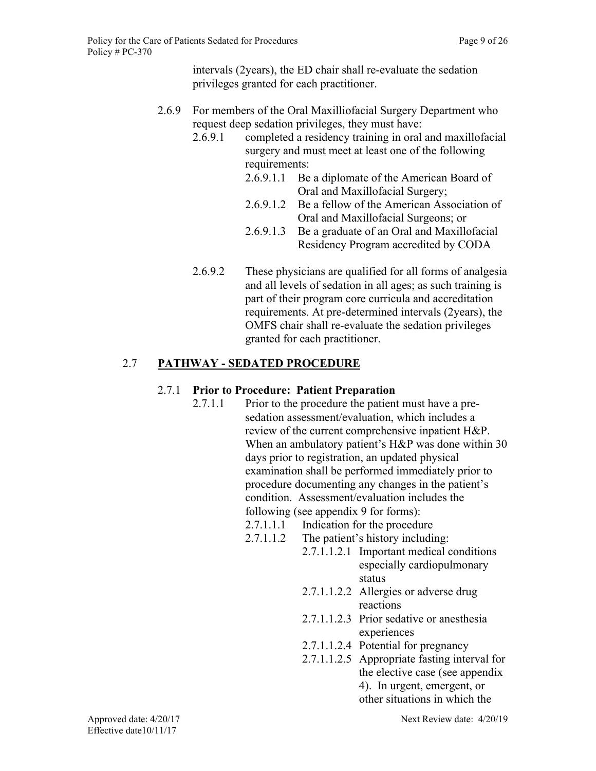intervals (2years), the ED chair shall re-evaluate the sedation privileges granted for each practitioner.

2.6.9 For members of the Oral Maxilliofacial Surgery Department who request deep sedation privileges, they must have:

- 2.6.9.1 completed a residency training in oral and maxillofacial surgery and must meet at least one of the following requirements:
  - 2.6.9.1.1 Be a diplomate of the American Board of Oral and Maxillofacial Surgery;
  - 2.6.9.1.2 Be a fellow of the American Association of Oral and Maxillofacial Surgeons; or
  - 2.6.9.1.3 Be a graduate of an Oral and Maxillofacial Residency Program accredited by CODA
- 2.6.9.2 These physicians are qualified for all forms of analgesia and all levels of sedation in all ages; as such training is part of their program core curricula and accreditation requirements. At pre-determined intervals (2years), the OMFS chair shall re-evaluate the sedation privileges granted for each practitioner.

## 2.7 PATHWAY - SEDATED PROCEDURE

### 2.7.1 Prior to Procedure: Patient Preparation

- 2.7.1.1 Prior to the procedure the patient must have a pre-sedation assessment/evaluation, which includes a review of the current comprehensive inpatient H&P. When an ambulatory patient's H&P was done within 30 days prior to registration, an updated physical examination shall be performed immediately prior to procedure documenting any changes in the patient's condition. Assessment/evaluation includes the following (see appendix 9 for forms):
  - 2.7.1.1.1 Indication for the procedure
  - 2.7.1.1.2 The patient's history including:
    - 2.7.1.1.2.1 Important medical conditions especially cardiopulmonary status
    - 2.7.1.1.2.2 Allergies or adverse drug reactions
    - 2.7.1.1.2.3 Prior sedative or anesthesia experiences
    - 2.7.1.1.2.4 Potential for pregnancy
    - 2.7.1.1.2.5 Appropriate fasting interval for the elective case (see appendix 4). In urgent, emergent, or other situations in which the

Approved date: 4/20/17
Effective date10/11/17

Next Review date: 4/20/19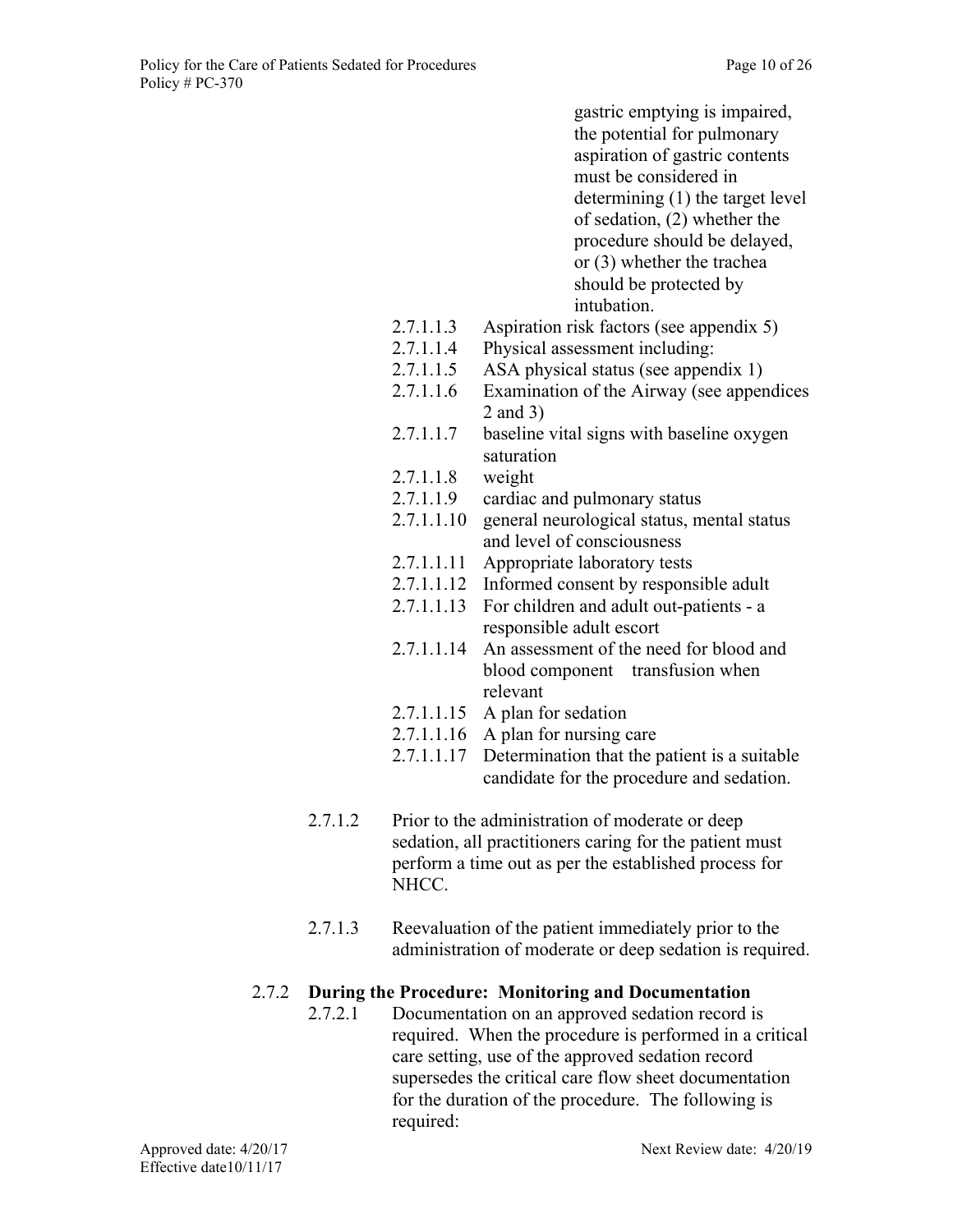gastric emptying is impaired, the potential for pulmonary aspiration of gastric contents must be considered in determining (1) the target level of sedation, (2) whether the procedure should be delayed, or (3) whether the trachea should be protected by intubation.

2.7.1.1.3 Aspiration risk factors (see appendix 5)

2.7.1.1.4 Physical assessment including:

2.7.1.1.5 ASA physical status (see appendix 1)

2.7.1.1.6 Examination of the Airway (see appendices 2 and 3)

2.7.1.1.7 baseline vital signs with baseline oxygen saturation

2.7.1.1.8 weight

2.7.1.1.9 cardiac and pulmonary status

2.7.1.1.10 general neurological status, mental status and level of consciousness

2.7.1.1.11 Appropriate laboratory tests

2.7.1.1.12 Informed consent by responsible adult

2.7.1.1.13 For children and adult out-patients - a responsible adult escort

2.7.1.1.14 An assessment of the need for blood and blood component transfusion when relevant

2.7.1.1.15 A plan for sedation

2.7.1.1.16 A plan for nursing care

2.7.1.1.17 Determination that the patient is a suitable candidate for the procedure and sedation.

2.7.1.2 Prior to the administration of moderate or deep sedation, all practitioners caring for the patient must perform a time out as per the established process for NHCC.

2.7.1.3 Reevaluation of the patient immediately prior to the administration of moderate or deep sedation is required.

### 2.7.2 During the Procedure: Monitoring and Documentation

2.7.2.1 Documentation on an approved sedation record is required. When the procedure is performed in a critical care setting, use of the approved sedation record supersedes the critical care flow sheet documentation for the duration of the procedure. The following is required:

Approved date: 4/20/17
Effective date10/11/17

Next Review date: 4/20/19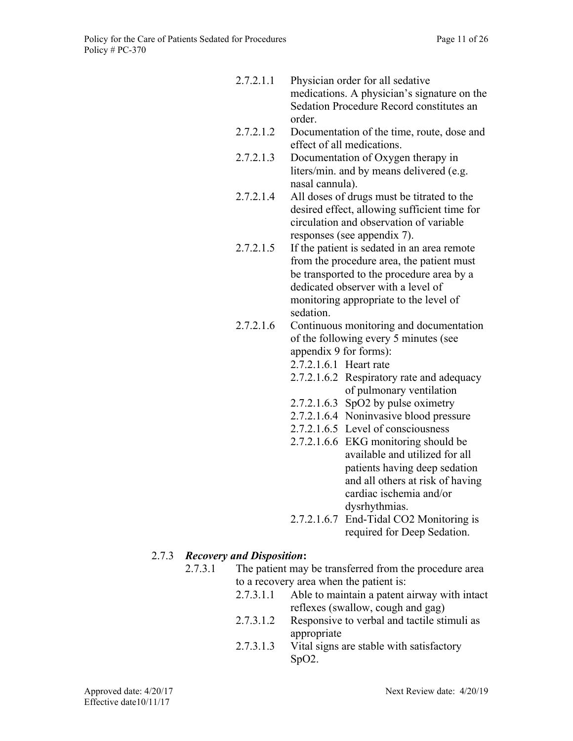- 2.7.2.1.1 Physician order for all sedative medications. A physician's signature on the Sedation Procedure Record constitutes an order.
- 2.7.2.1.2 Documentation of the time, route, dose and effect of all medications.
- 2.7.2.1.3 Documentation of Oxygen therapy in liters/min. and by means delivered (e.g. nasal cannula).
- 2.7.2.1.4 All doses of drugs must be titrated to the desired effect, allowing sufficient time for circulation and observation of variable responses (see appendix 7).
- 2.7.2.1.5 If the patient is sedated in an area remote from the procedure area, the patient must be transported to the procedure area by a dedicated observer with a level of monitoring appropriate to the level of sedation.
- 2.7.2.1.6 Continuous monitoring and documentation of the following every 5 minutes (see appendix 9 for forms):
  - 2.7.2.1.6.1 Heart rate
  - 2.7.2.1.6.2 Respiratory rate and adequacy of pulmonary ventilation
  - 2.7.2.1.6.3 SpO2 by pulse oximetry
  - 2.7.2.1.6.4 Noninvasive blood pressure
  - 2.7.2.1.6.5 Level of consciousness
  - 2.7.2.1.6.6 EKG monitoring should be available and utilized for all patients having deep sedation and all others at risk of having cardiac ischemia and/or dysrhythmias.
  - 2.7.2.1.6.7 End-Tidal CO2 Monitoring is required for Deep Sedation.

2.7.3 ***Recovery and Disposition*:**

- 2.7.3.1 The patient may be transferred from the procedure area to a recovery area when the patient is:
  - 2.7.3.1.1 Able to maintain a patent airway with intact reflexes (swallow, cough and gag)
  - 2.7.3.1.2 Responsive to verbal and tactile stimuli as appropriate
  - 2.7.3.1.3 Vital signs are stable with satisfactory SpO2.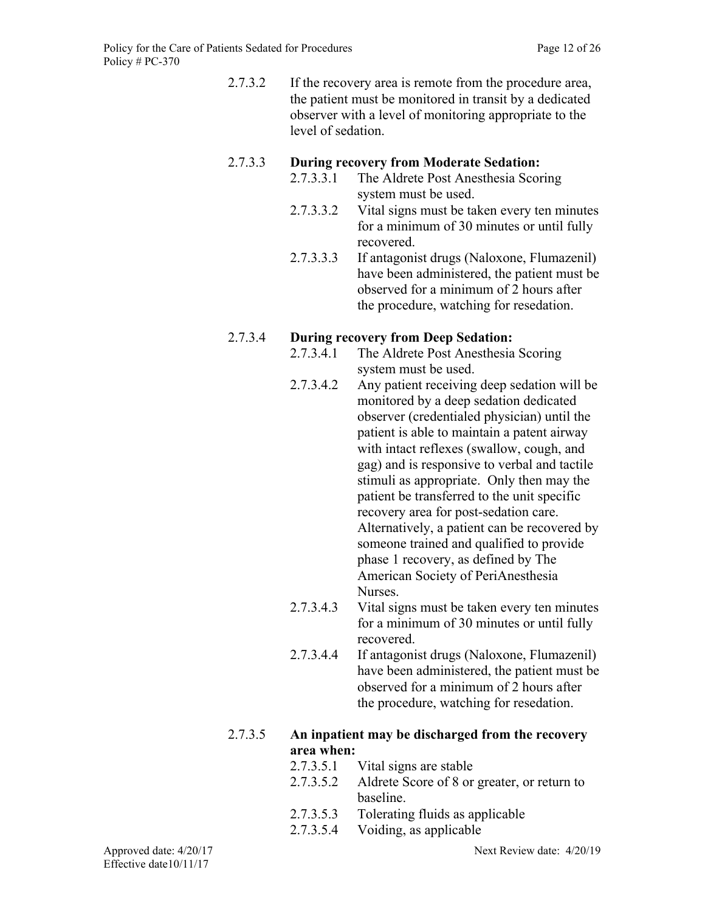2.7.3.2 If the recovery area is remote from the procedure area, the patient must be monitored in transit by a dedicated observer with a level of monitoring appropriate to the level of sedation.

2.7.3.3 **During recovery from Moderate Sedation:**

- 2.7.3.3.1 The Aldrete Post Anesthesia Scoring system must be used.
- 2.7.3.3.2 Vital signs must be taken every ten minutes for a minimum of 30 minutes or until fully recovered.
- 2.7.3.3.3 If antagonist drugs (Naloxone, Flumazenil) have been administered, the patient must be observed for a minimum of 2 hours after the procedure, watching for resedation.

2.7.3.4 **During recovery from Deep Sedation:**

- 2.7.3.4.1 The Aldrete Post Anesthesia Scoring system must be used.
- 2.7.3.4.2 Any patient receiving deep sedation will be monitored by a deep sedation dedicated observer (credentialed physician) until the patient is able to maintain a patent airway with intact reflexes (swallow, cough, and gag) and is responsive to verbal and tactile stimuli as appropriate. Only then may the patient be transferred to the unit specific recovery area for post-sedation care. Alternatively, a patient can be recovered by someone trained and qualified to provide phase 1 recovery, as defined by The American Society of PeriAnesthesia Nurses.
- 2.7.3.4.3 Vital signs must be taken every ten minutes for a minimum of 30 minutes or until fully recovered.
- 2.7.3.4.4 If antagonist drugs (Naloxone, Flumazenil) have been administered, the patient must be observed for a minimum of 2 hours after the procedure, watching for resedation.

2.7.3.5 **An inpatient may be discharged from the recovery area when:**

- 2.7.3.5.1 Vital signs are stable
- 2.7.3.5.2 Aldrete Score of 8 or greater, or return to baseline.
- 2.7.3.5.3 Tolerating fluids as applicable
- 2.7.3.5.4 Voiding, as applicable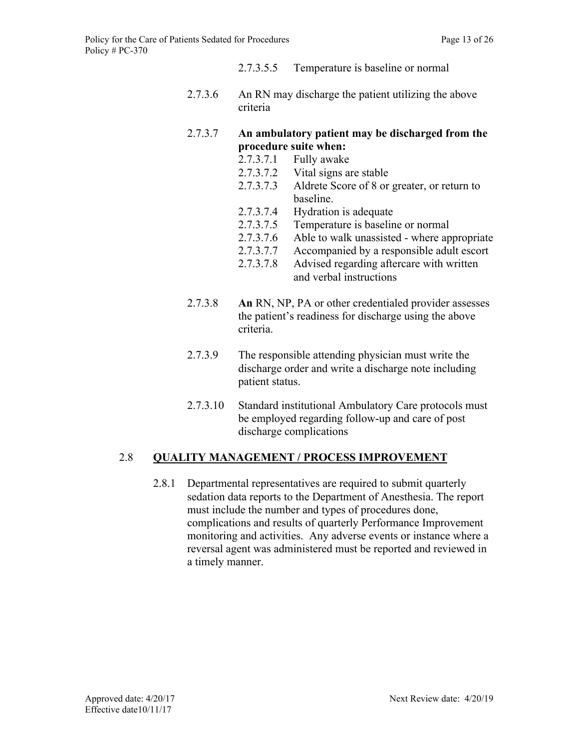2.7.3.5.5 Temperature is baseline or normal

2.7.3.6 An RN may discharge the patient utilizing the above criteria

2.7.3.7 **An ambulatory patient may be discharged from the procedure suite when:**

- 2.7.3.7.1 Fully awake
- 2.7.3.7.2 Vital signs are stable
- 2.7.3.7.3 Aldrete Score of 8 or greater, or return to baseline.
- 2.7.3.7.4 Hydration is adequate
- 2.7.3.7.5 Temperature is baseline or normal
- 2.7.3.7.6 Able to walk unassisted - where appropriate
- 2.7.3.7.7 Accompanied by a responsible adult escort
- 2.7.3.7.8 Advised regarding aftercare with written and verbal instructions

2.7.3.8 **An** RN, NP, PA or other credentialed provider assesses the patient's readiness for discharge using the above criteria.

2.7.3.9 The responsible attending physician must write the discharge order and write a discharge note including patient status.

2.7.3.10 Standard institutional Ambulatory Care protocols must be employed regarding follow-up and care of post discharge complications

## 2.8 QUALITY MANAGEMENT / PROCESS IMPROVEMENT

2.8.1 Departmental representatives are required to submit quarterly sedation data reports to the Department of Anesthesia. The report must include the number and types of procedures done, complications and results of quarterly Performance Improvement monitoring and activities. Any adverse events or instance where a reversal agent was administered must be reported and reviewed in a timely manner.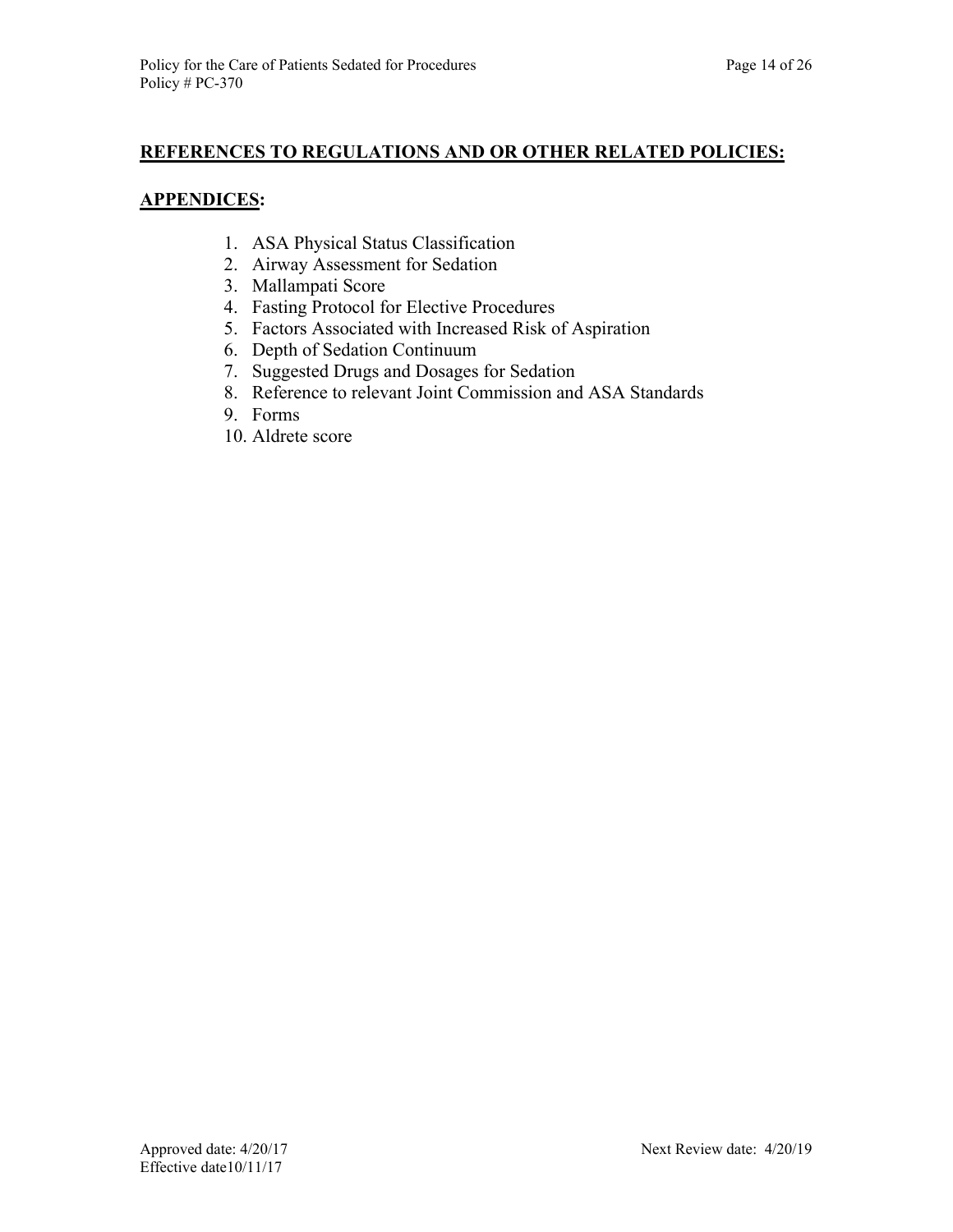## REFERENCES TO REGULATIONS AND OR OTHER RELATED POLICIES:

## APPENDICES:

1. ASA Physical Status Classification
2. Airway Assessment for Sedation
3. Mallampati Score
4. Fasting Protocol for Elective Procedures
5. Factors Associated with Increased Risk of Aspiration
6. Depth of Sedation Continuum
7. Suggested Drugs and Dosages for Sedation
8. Reference to relevant Joint Commission and ASA Standards
9. Forms
10. Aldrete score

Approved date: 4/20/17
Effective date10/11/17

Next Review date: 4/20/19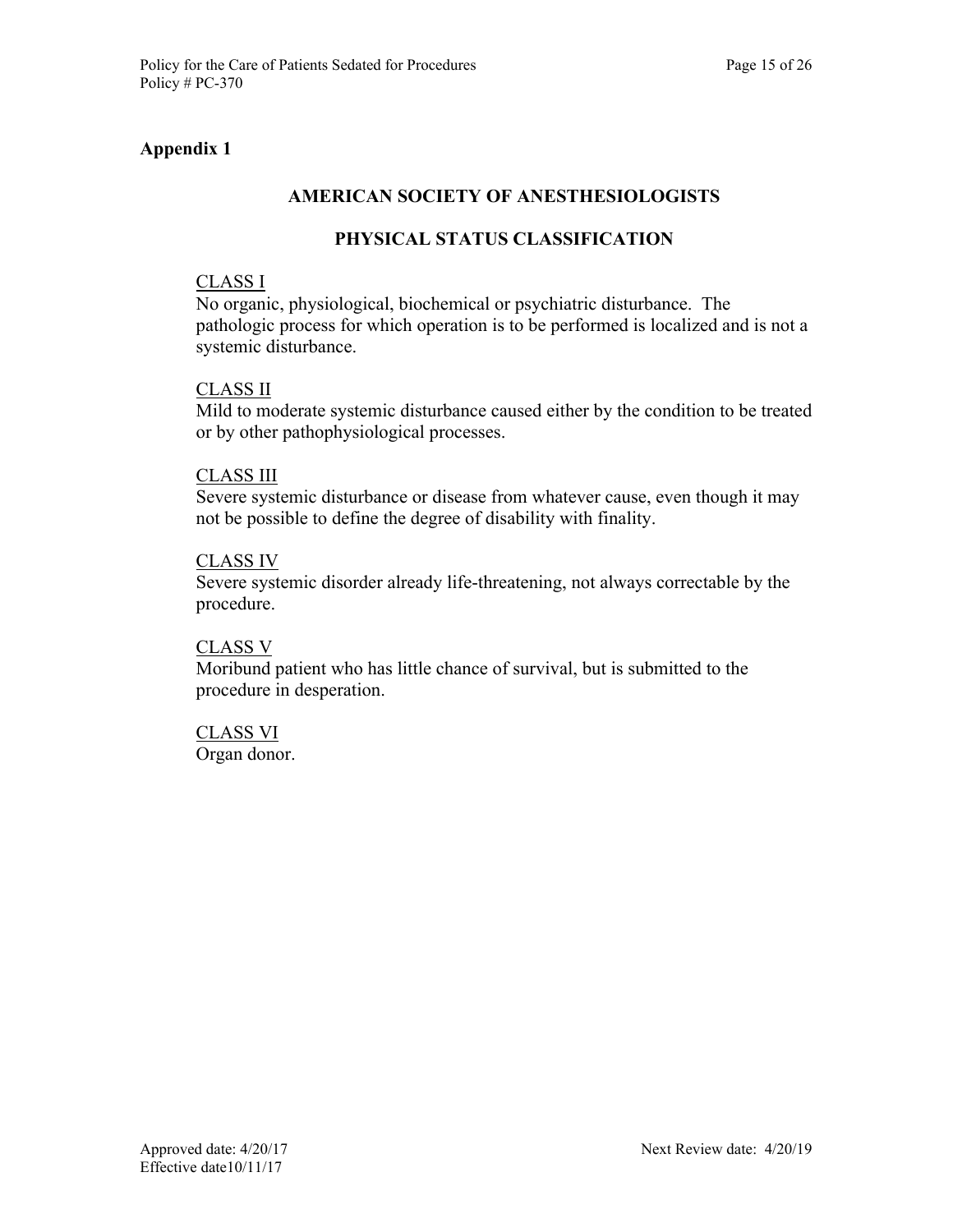## Appendix 1

### AMERICAN SOCIETY OF ANESTHESIOLOGISTS

### PHYSICAL STATUS CLASSIFICATION

CLASS I
No organic, physiological, biochemical or psychiatric disturbance. The pathologic process for which operation is to be performed is localized and is not a systemic disturbance.

CLASS II
Mild to moderate systemic disturbance caused either by the condition to be treated or by other pathophysiological processes.

CLASS III
Severe systemic disturbance or disease from whatever cause, even though it may not be possible to define the degree of disability with finality.

CLASS IV
Severe systemic disorder already life-threatening, not always correctable by the procedure.

CLASS V
Moribund patient who has little chance of survival, but is submitted to the procedure in desperation.

CLASS VI
Organ donor.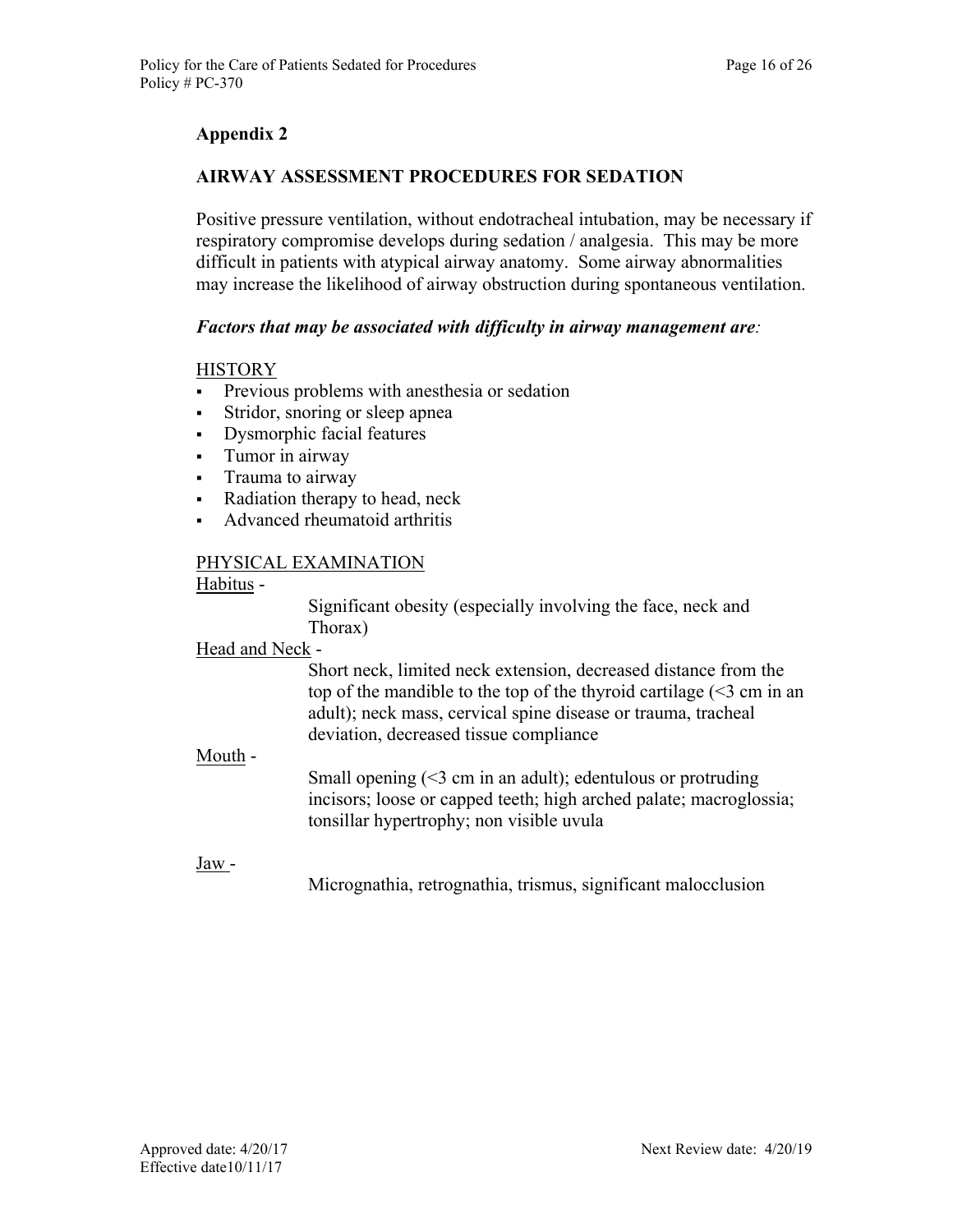## Appendix 2

### AIRWAY ASSESSMENT PROCEDURES FOR SEDATION

Positive pressure ventilation, without endotracheal intubation, may be necessary if respiratory compromise develops during sedation / analgesia. This may be more difficult in patients with atypical airway anatomy. Some airway abnormalities may increase the likelihood of airway obstruction during spontaneous ventilation.

***Factors that may be associated with difficulty in airway management are:***

HISTORY

- Previous problems with anesthesia or sedation
- Stridor, snoring or sleep apnea
- Dysmorphic facial features
- Tumor in airway
- Trauma to airway
- Radiation therapy to head, neck
- Advanced rheumatoid arthritis

PHYSICAL EXAMINATION

Habitus -

Significant obesity (especially involving the face, neck and Thorax)

Head and Neck -

Short neck, limited neck extension, decreased distance from the top of the mandible to the top of the thyroid cartilage (<3 cm in an adult); neck mass, cervical spine disease or trauma, tracheal deviation, decreased tissue compliance

Mouth -

Small opening (<3 cm in an adult); edentulous or protruding incisors; loose or capped teeth; high arched palate; macroglossia; tonsillar hypertrophy; non visible uvula

Jaw -

Micrognathia, retrognathia, trismus, significant malocclusion

Approved date: 4/20/17
Effective date10/11/17

Next Review date: 4/20/19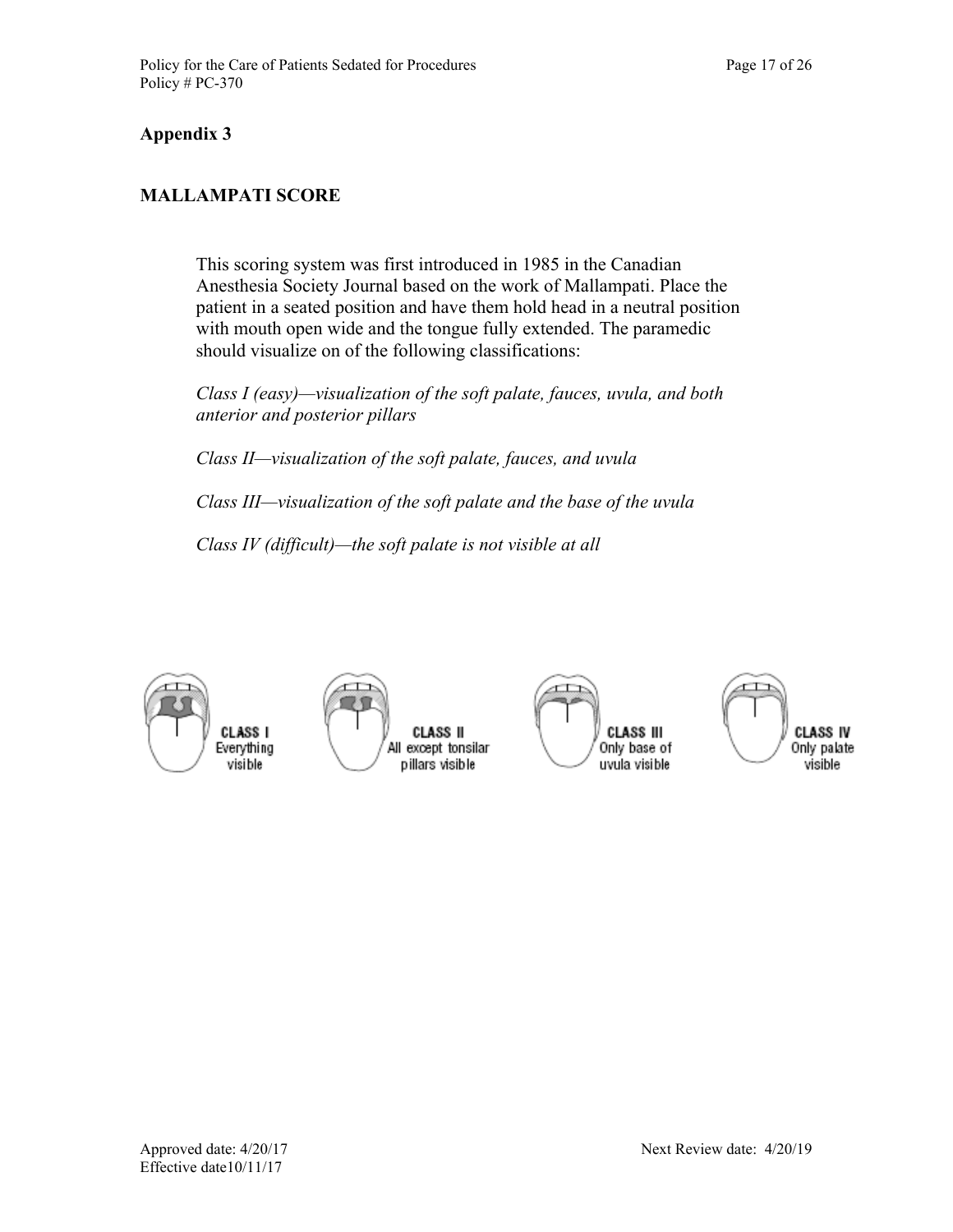## Appendix 3

### MALLAMPATI SCORE

This scoring system was first introduced in 1985 in the Canadian Anesthesia Society Journal based on the work of Mallampati. Place the patient in a seated position and have them hold head in a neutral position with mouth open wide and the tongue fully extended. The paramedic should visualize on of the following classifications:

*Class I (easy)—visualization of the soft palate, fauces, uvula, and both anterior and posterior pillars*

*Class II—visualization of the soft palate, fauces, and uvula*

*Class III—visualization of the soft palate and the base of the uvula*

*Class IV (difficult)—the soft palate is not visible at all*

CLASS I
Everything visible

CLASS II
All except tonsilar pillars visible

CLASS III
Only base of uvula visible

CLASS IV
Only palate visible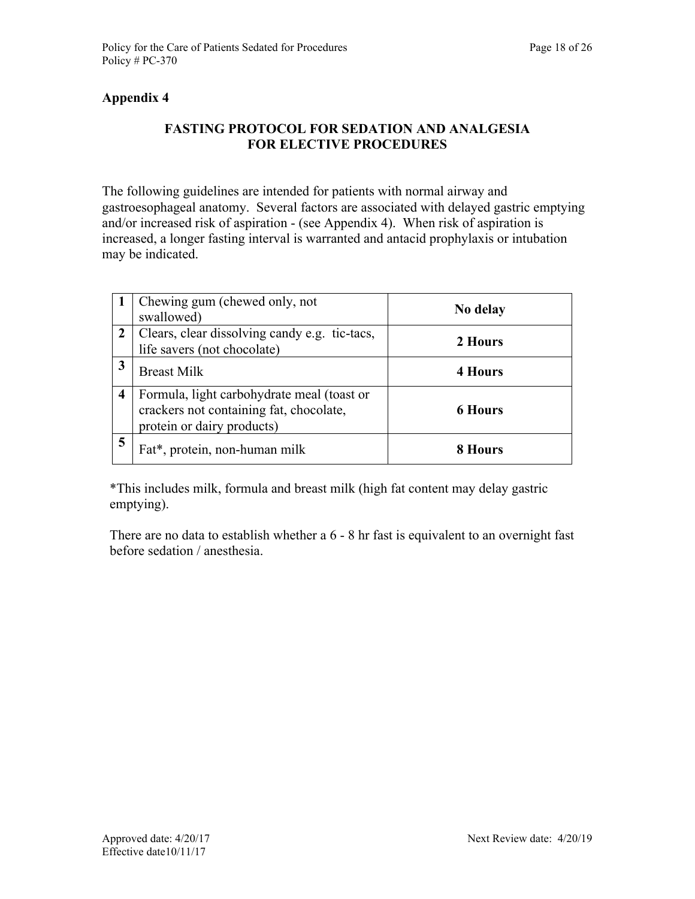## Appendix 4

### FASTING PROTOCOL FOR SEDATION AND ANALGESIA FOR ELECTIVE PROCEDURES

The following guidelines are intended for patients with normal airway and gastroesophageal anatomy. Several factors are associated with delayed gastric emptying and/or increased risk of aspiration - (see Appendix 4). When risk of aspiration is increased, a longer fasting interval is warranted and antacid prophylaxis or intubation may be indicated.

| | | |
|---|---|---|
| **1** | Chewing gum (chewed only, not swallowed) | **No delay** |
| **2** | Clears, clear dissolving candy e.g. tic-tacs, life savers (not chocolate) | **2 Hours** |
| **3** | Breast Milk | **4 Hours** |
| **4** | Formula, light carbohydrate meal (toast or crackers not containing fat, chocolate, protein or dairy products) | **6 Hours** |
| **5** | Fat*, protein, non-human milk | **8 Hours** |

*This includes milk, formula and breast milk (high fat content may delay gastric emptying).

There are no data to establish whether a 6 - 8 hr fast is equivalent to an overnight fast before sedation / anesthesia.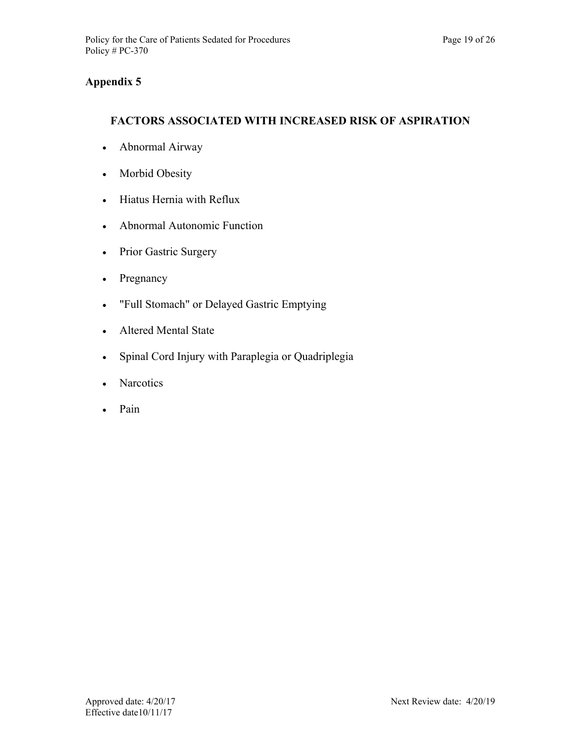## Appendix 5

### FACTORS ASSOCIATED WITH INCREASED RISK OF ASPIRATION

- Abnormal Airway
- Morbid Obesity
- Hiatus Hernia with Reflux
- Abnormal Autonomic Function
- Prior Gastric Surgery
- Pregnancy
- "Full Stomach" or Delayed Gastric Emptying
- Altered Mental State
- Spinal Cord Injury with Paraplegia or Quadriplegia
- Narcotics
- Pain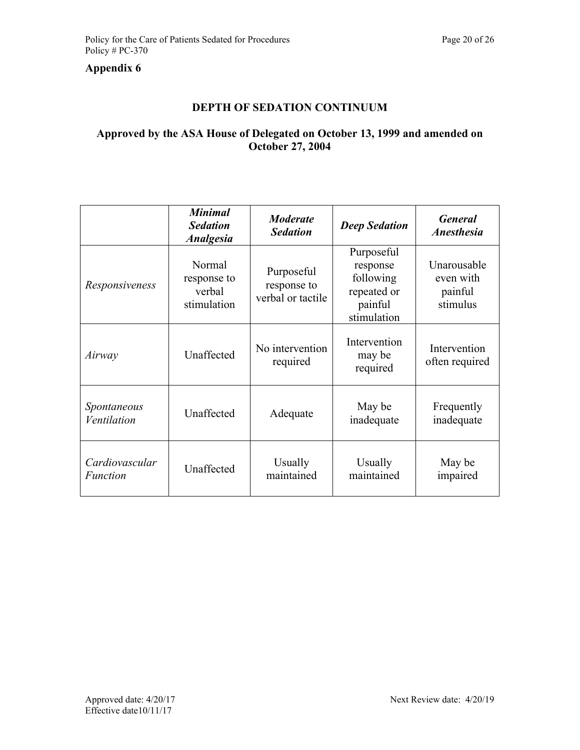**Appendix 6**

## DEPTH OF SEDATION CONTINUUM

### Approved by the ASA House of Delegated on October 13, 1999 and amended on October 27, 2004

| | ***Minimal Sedation Analgesia*** | ***Moderate Sedation*** | ***Deep Sedation*** | ***General Anesthesia*** |
|---|---|---|---|---|
| *Responsiveness* | Normal response to verbal stimulation | Purposeful response to verbal or tactile | Purposeful response following repeated or painful stimulation | Unarousable even with painful stimulus |
| *Airway* | Unaffected | No intervention required | Intervention may be required | Intervention often required |
| *Spontaneous Ventilation* | Unaffected | Adequate | May be inadequate | Frequently inadequate |
| *Cardiovascular Function* | Unaffected | Usually maintained | Usually maintained | May be impaired |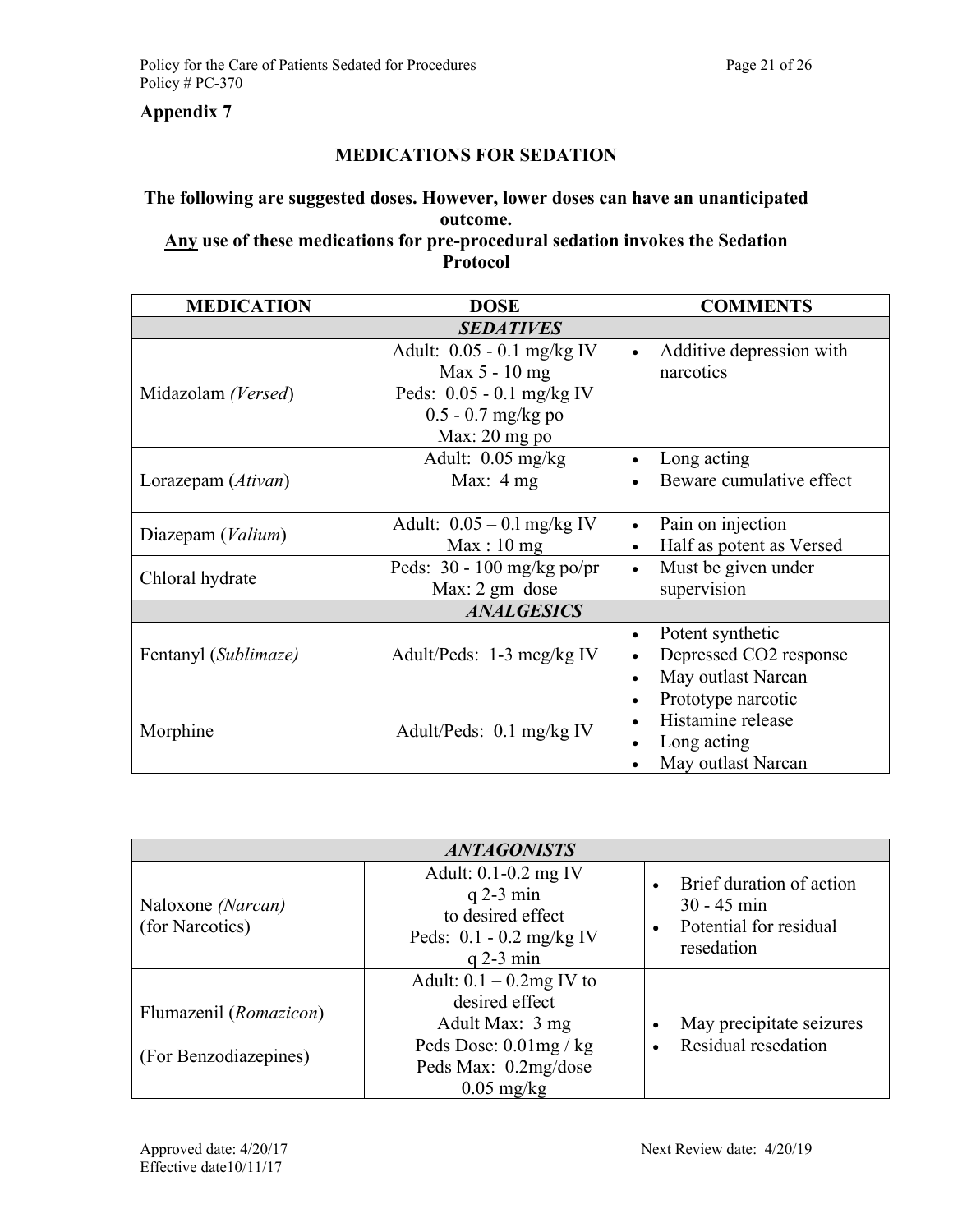**Appendix 7**

## MEDICATIONS FOR SEDATION

**The following are suggested doses. However, lower doses can have an unanticipated outcome.**
**<u>Any</u> use of these medications for pre-procedural sedation invokes the Sedation Protocol**

| MEDICATION | DOSE | COMMENTS |
|---|---|---|
| | ***SEDATIVES*** | |
| Midazolam *(Versed*) | Adult: 0.05 - 0.1 mg/kg IV<br>Max 5 - 10 mg<br>Peds: 0.05 - 0.1 mg/kg IV<br>0.5 - 0.7 mg/kg po<br>Max: 20 mg po | • Additive depression with narcotics |
| Lorazepam (*Ativan*) | Adult: 0.05 mg/kg<br>Max: 4 mg | • Long acting<br>• Beware cumulative effect |
| Diazepam (*Valium*) | Adult: 0.05 – 0.l mg/kg IV<br>Max : 10 mg | • Pain on injection<br>• Half as potent as Versed |
| Chloral hydrate | Peds: 30 - 100 mg/kg po/pr<br>Max: 2 gm dose | • Must be given under supervision |
| | ***ANALGESICS*** | |
| Fentanyl (*Sublimaze)* | Adult/Peds: 1-3 mcg/kg IV | • Potent synthetic<br>• Depressed CO2 response<br>• May outlast Narcan |
| Morphine | Adult/Peds: 0.1 mg/kg IV | • Prototype narcotic<br>• Histamine release<br>• Long acting<br>• May outlast Narcan |

| | ***ANTAGONISTS*** | |
|---|---|---|
| Naloxone *(Narcan)*<br>(for Narcotics) | Adult: 0.1-0.2 mg IV<br>q 2-3 min<br>to desired effect<br>Peds: 0.1 - 0.2 mg/kg IV<br>q 2-3 min | • Brief duration of action 30 - 45 min<br>• Potential for residual resedation |
| Flumazenil (*Romazicon*)<br>(For Benzodiazepines) | Adult: 0.1 – 0.2mg IV to desired effect<br>Adult Max: 3 mg<br>Peds Dose: 0.01mg / kg<br>Peds Max: 0.2mg/dose<br>0.05 mg/kg | • May precipitate seizures<br>• Residual resedation |

Approved date: 4/20/17
Effective date10/11/17

Next Review date: 4/20/19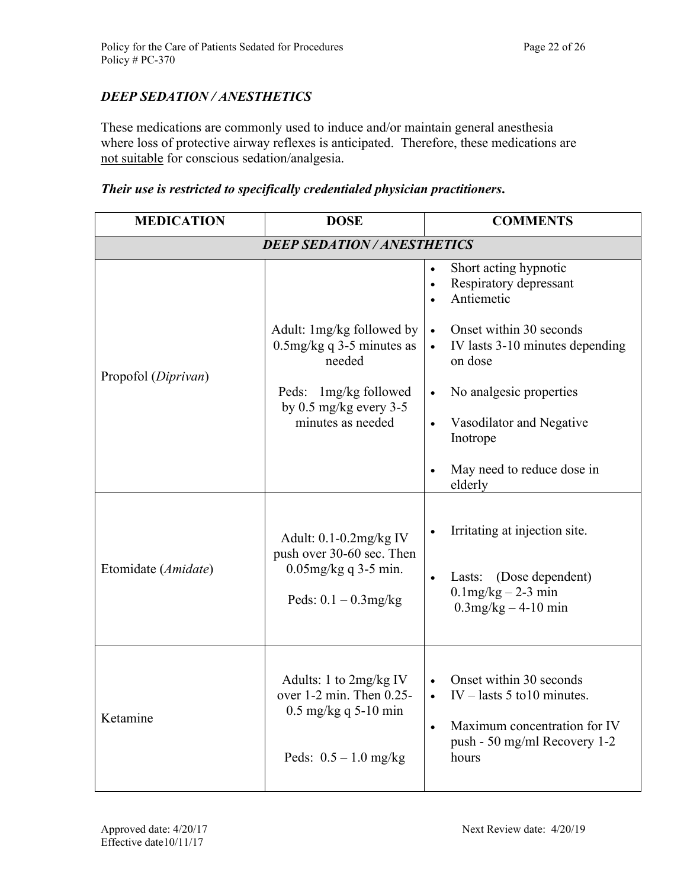### *DEEP SEDATION / ANESTHETICS*

These medications are commonly used to induce and/or maintain general anesthesia where loss of protective airway reflexes is anticipated. Therefore, these medications are not suitable for conscious sedation/analgesia.

***Their use is restricted to specifically credentialed physician practitioners.***

| MEDICATION | DOSE | COMMENTS |
|---|---|---|
| ***DEEP SEDATION / ANESTHETICS*** | | |
| Propofol (*Diprivan*) | Adult: 1mg/kg followed by 0.5mg/kg q 3-5 minutes as needed<br><br>Peds: 1mg/kg followed by 0.5 mg/kg every 3-5 minutes as needed | • Short acting hypnotic<br>• Respiratory depressant<br>• Antiemetic<br><br>• Onset within 30 seconds<br>• IV lasts 3-10 minutes depending on dose<br><br>• No analgesic properties<br><br>• Vasodilator and Negative Inotrope<br><br>• May need to reduce dose in elderly |
| Etomidate (*Amidate*) | Adult: 0.1-0.2mg/kg IV push over 30-60 sec. Then 0.05mg/kg q 3-5 min.<br><br>Peds: 0.1 – 0.3mg/kg | • Irritating at injection site.<br><br>• Lasts: (Dose dependent) 0.1mg/kg – 2-3 min 0.3mg/kg – 4-10 min |
| Ketamine | Adults: 1 to 2mg/kg IV over 1-2 min. Then 0.25-0.5 mg/kg q 5-10 min<br><br>Peds: 0.5 – 1.0 mg/kg | • Onset within 30 seconds<br>• IV – lasts 5 to10 minutes.<br><br>• Maximum concentration for IV push - 50 mg/ml Recovery 1-2 hours |

Approved date: 4/20/17
Effective date10/11/17

Next Review date: 4/20/19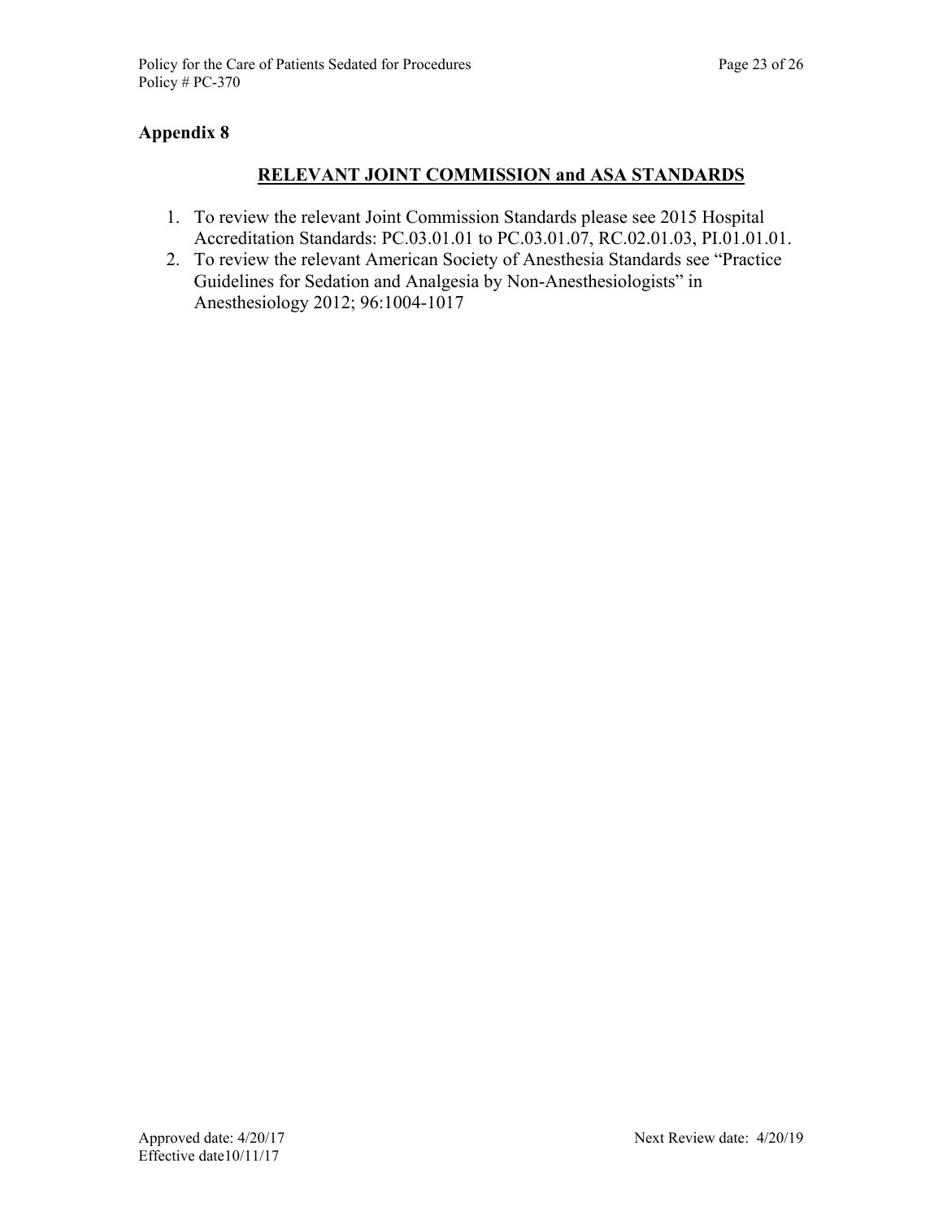## Appendix 8

### RELEVANT JOINT COMMISSION and ASA STANDARDS

1. To review the relevant Joint Commission Standards please see 2015 Hospital Accreditation Standards: PC.03.01.01 to PC.03.01.07, RC.02.01.03, PI.01.01.01.
2. To review the relevant American Society of Anesthesia Standards see "Practice Guidelines for Sedation and Analgesia by Non-Anesthesiologists" in Anesthesiology 2012; 96:1004-1017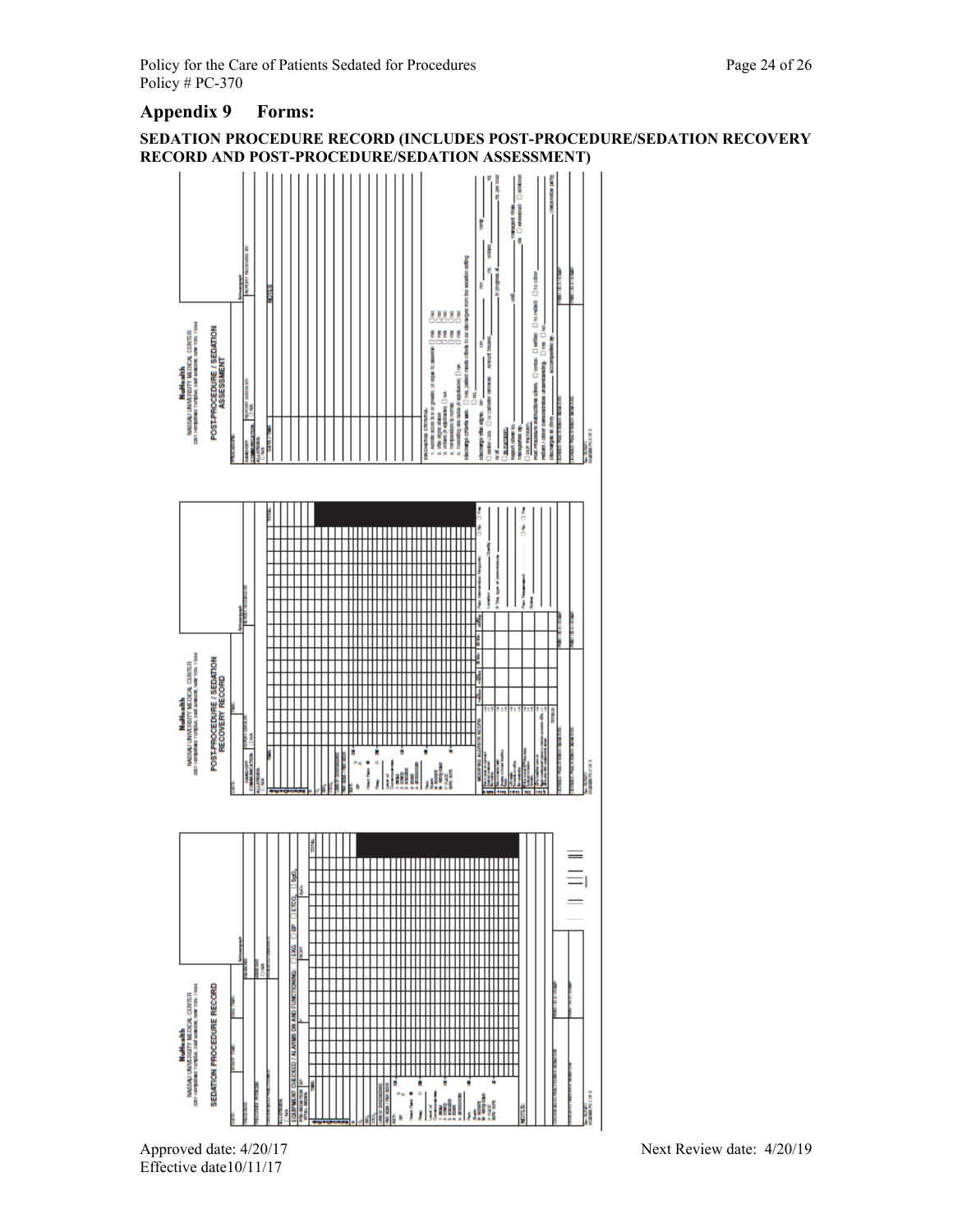## Appendix 9 Forms:

**SEDATION PROCEDURE RECORD (INCLUDES POST-PROCEDURE/SEDATION RECOVERY RECORD AND POST-PROCEDURE/SEDATION ASSESSMENT)**

NuHealth
NASSAU UNIVERSITY MEDICAL CENTER
SEDATION PROCEDURE RECORD

NuHealth
NASSAU UNIVERSITY MEDICAL CENTER
POST-PROCEDURE / SEDATION RECOVERY RECORD

NuHealth
NASSAU UNIVERSITY MEDICAL CENTER
POST-PROCEDURE / SEDATION ASSESSMENT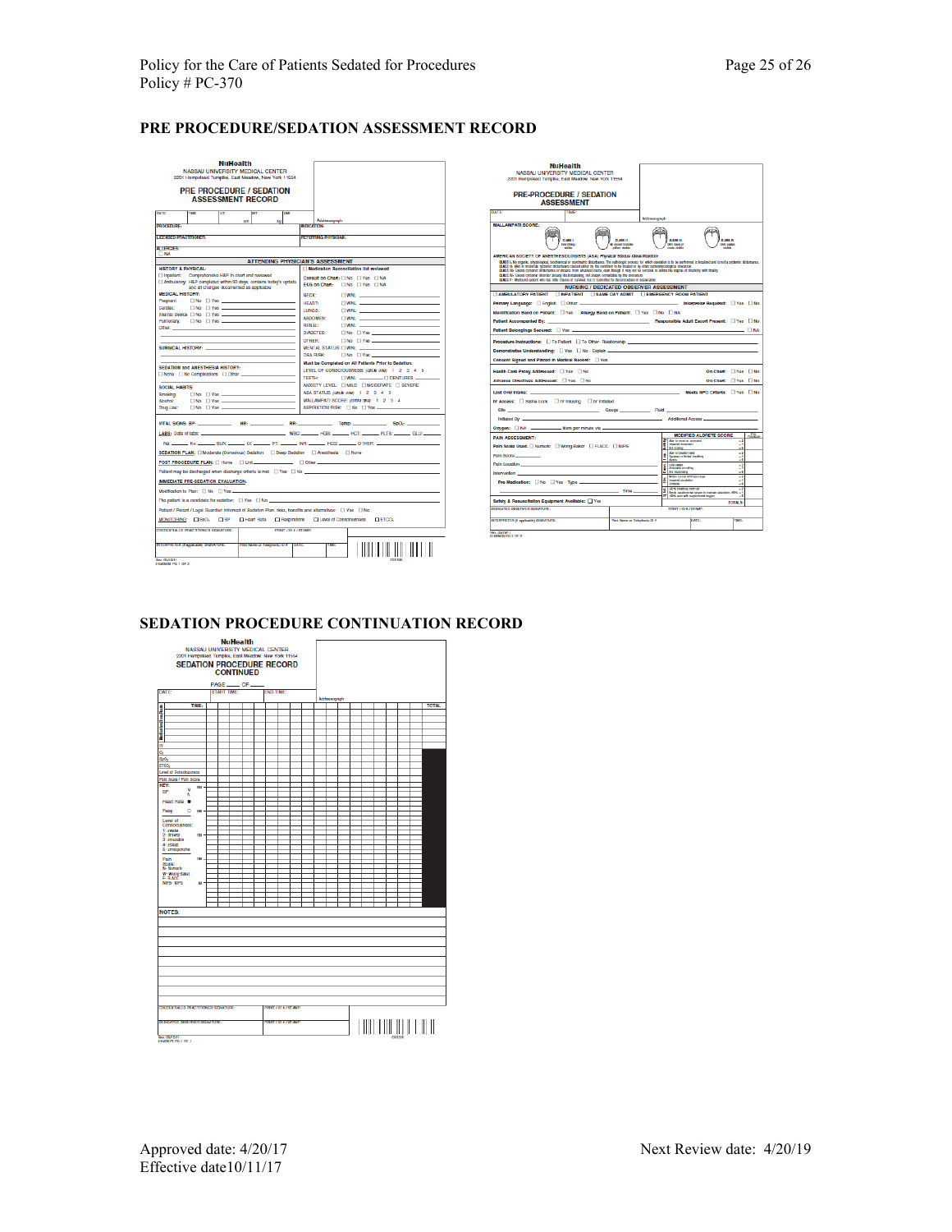## PRE PROCEDURE/SEDATION ASSESSMENT RECORD

NuHealth
NASSAU UNIVERSITY MEDICAL CENTER
2201 Hempstead Turnpike, East Meadow, New York 11554

PRE PROCEDURE / SEDATION ASSESSMENT RECORD

DATE: | TIME: | HT: cm | WT: kg | BMI:

Addressograph

PROCEDURE: | INDICATION:

LICENSED PRACTITIONER: | REFERRING PHYSICIAN:

ALLERGIES: ☐ NA

ATTENDING PHYSICIAN'S ASSESSMENT

HISTORY & PHYSICAL:
☐ Inpatient: Comprehensive H&P in chart and reviewed
☐ Ambulatory: H&P completed within 30 days, contains today's update and all changes documented as applicable

☐ Medication Reconciliation list reviewed
Consult on Chart: ☐ No ☐ Yes ☐ NA
EKG on Chart: ☐ No ☐ Yes ☐ NA

MEDICAL HISTORY:
Pregnant ☐ No ☐ Yes
Cardiac: ☐ No ☐ Yes
Internal Device ☐ No ☐ Yes
Pulmonary: ☐ No ☐ Yes
Other:

NECK: ☐ WNL
HEART: ☐ WNL
LUNGS: ☐ WNL
ABDOMEN: ☐ WNL
RENAL: ☐ WNL
DIABETES: ☐ No ☐ Yes
OTHER: ☐ No ☐ Yes
MENTAL STATUS: ☐ WNL
OSA RISK: ☐ No ☐ Yes

SURGICAL HISTORY:

Must be Completed on All Patients Prior to Sedation:
LEVEL OF CONSCIOUSNESS (circle one) 1 2 3 4 5
TEETH: ☐ WNL ☐ DENTURES
ANXIETY LEVEL: ☐ MILD ☐ MODERATE ☐ SEVERE
ASA STATUS (circle one) 1 2 3 4 5
MALLAMPATI SCORE: (circle one) 1 2 3 4
ASPIRATION RISK: ☐ No ☐ Yes

SEDATION and ANESTHESIA HISTORY:
☐ None ☐ No Complications ☐ Other

SOCIAL HABITS:
Smoking: ☐ No ☐ Yes
Alcohol: ☐ No ☐ Yes
Drug Use: ☐ No ☐ Yes

VITAL SIGNS: BP: HR: RR: Temp: $SpO_2$:

LABS: Date of labs: WBC HGB HCT PLTS GLU

Na K+ BUN Cr PT INR PCO2 OTHER:

SEDATION PLAN: ☐ Moderate (Conscious) Sedation ☐ Deep Sedation ☐ Anesthesia ☐ None

POST PROCEDURE PLAN: ☐ Home ☐ Unit ☐ Other

Patient may be discharged when discharge criteria is met ☐ Yes ☐ No

IMMEDIATE PRE-SEDATION EVALUATION:

Modification to Plan: ☐ No ☐ Yes

The patient is a candidate for sedation: ☐ Yes ☐ No

Patient / Parent / Legal Guardian informed of Sedation Plan, risks, benefits and alternatives: ☐ Yes ☐ No

MONITORING: ☐ $SaO_2$ ☐ BP ☐ Heart Rate ☐ Respirations ☐ Level of Consciousness ☐ $ETCO_2$

CREDENTIALED PRACTITIONER SIGNATURE: | PRINT / ID # / STAMP

INTERPRETER (if applicable) SIGNATURE: | Print Name or Telephonic ID # | DATE: | TIME:

NuHealth
NASSAU UNIVERSITY MEDICAL CENTER
2201 Hempstead Turnpike, East Meadow, New York 11554

PRE-PROCEDURE / SEDATION ASSESSMENT

DATE: | TIME:

Addressograph

MALLAMPATI SCORE:
CLASS I | CLASS II | CLASS III | CLASS IV

AMERICAN SOCIETY OF ANESTHESIOLOGISTS (ASA) Physical Status Classification

NURSING / DEDICATED OBSERVER ASSESSMENT

☐ AMBULATORY PATIENT ☐ INPATIENT ☐ SAME DAY ADMIT ☐ EMERGENCY ROOM PATIENT

Primary Language: ☐ English ☐ Other | Interpreter Required: ☐ Yes ☐ No

Identification Band on Patient: ☐ Yes | Allergy Band on Patient: ☐ Yes ☐ No ☐ NA

Patient Accompanied By: | Responsible Adult Escort Present: ☐ Yes ☐ No ☐ NA

Patient Belongings Secured: ☐ Yes

Procedure Instructions: ☐ To Patient ☐ To Other: Relationship

Demonstrates Understanding: ☐ Yes ☐ No - Explain

Consent Signed and Placed in Medical Record: ☐ Yes

Health Care Proxy Addressed: ☐ Yes ☐ No | On Chart: ☐ Yes ☐ No

Advance Directives Addressed: ☐ Yes ☐ No | On Chart: ☐ Yes ☐ No

Last Oral Intake: | Meets NPO Criteria: ☐ Yes ☐ No

IV Access: ☐ Saline Lock ☐ IV Infusing ☐ IV Initiated

Site | Gauge | Fluid

Initiated By | Additional Access

Oxygen: ☐ NA | liters per minute via

PAIN ASSESSMENT:
Pain Scale Used: ☐ Numeric ☐ Wong Baker ☐ FLACC ☐ NIPS
Pain Score
Pain Location
Intervention
Pre Medication: ☐ No ☐ Yes Type | Time

MODIFIED ALDRETE SCORE | PRE PROCEDURE

TOTALS

Safety & Resuscitation Equipment Available: ☐ Yes

DEDICATED OBSERVER SIGNATURE: | PRINT / ID # / STAMP

INTERPRETER (if applicable) SIGNATURE: | Print Name or Telephonic ID # | DATE: | TIME:

## SEDATION PROCEDURE CONTINUATION RECORD

NuHealth
NASSAU UNIVERSITY MEDICAL CENTER
2201 Hempstead Turnpike, East Meadow, New York 11554

SEDATION PROCEDURE RECORD CONTINUED

PAGE ___ OF ___

DATE: | START TIME: | END TIME:

Addressograph

TIME: | TOTAL

Medications/Dose/Route

IV
$O_2$
$SaO_2$
$ETCO_2$
Level of Consciousness
Pain Scale / Pain Score

KEY:
BP V Λ
Heart Rate ●
Resp ○

Level of Consciousness:
1- awake
2- drowsy
3- arousable
4- asleep
5- unresponsive

Pain Scale:
N- Numeric
W- Wong-Baker
F- FLACC
NIPS- NIPS

NOTES:

CREDENTIALED PRACTITIONER SIGNATURE: | PRINT / ID # / STAMP

DEDICATED OBSERVER SIGNATURE: | PRINT / ID # / STAMP

Approved date: 4/20/17
Effective date10/11/17

Next Review date: 4/20/19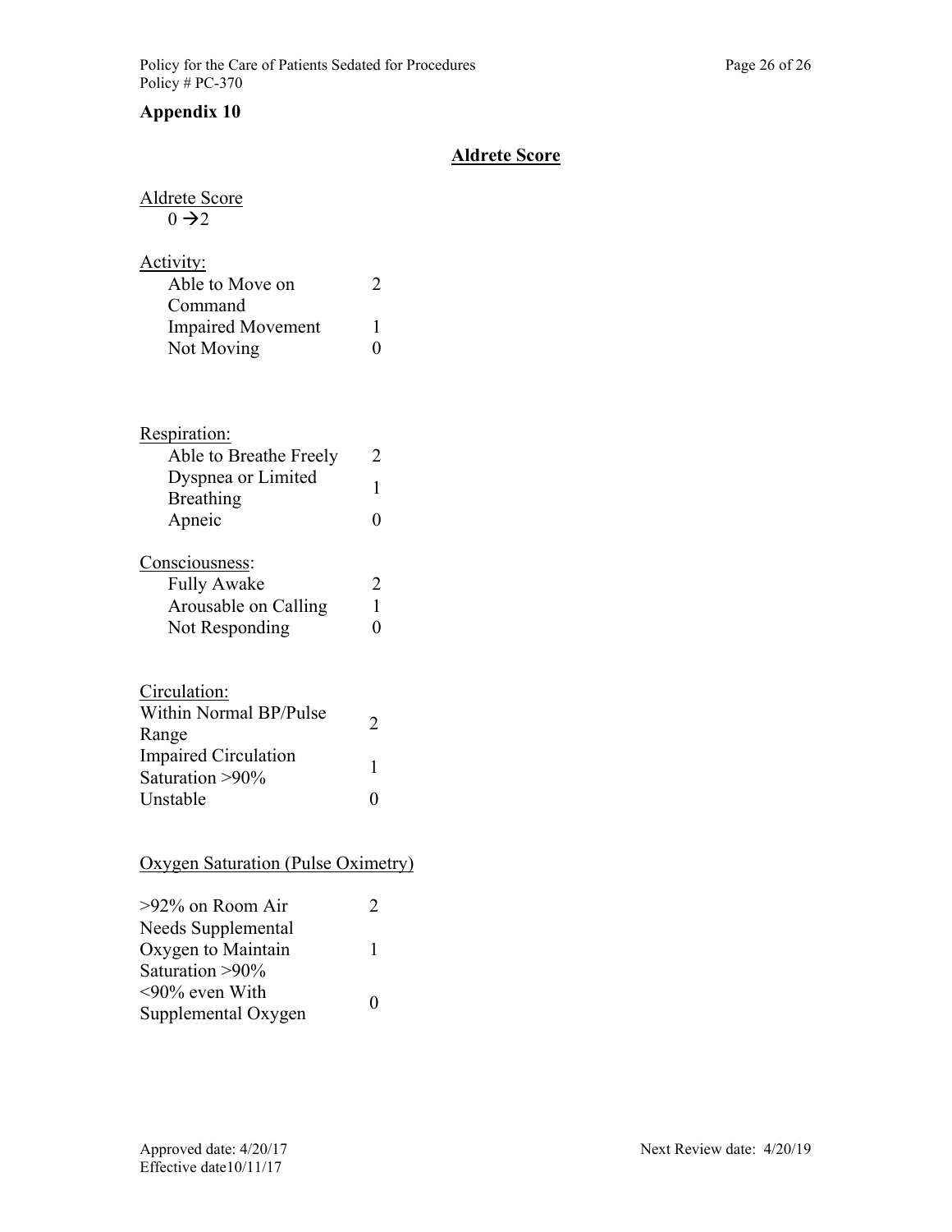## Appendix 10

### Aldrete Score

Aldrete Score
0 → 2

Activity:

| | |
|---|---|
| Able to Move on Command | 2 |
| Impaired Movement | 1 |
| Not Moving | 0 |

Respiration:

| | |
|---|---|
| Able to Breathe Freely | 2 |
| Dyspnea or Limited Breathing | 1 |
| Apneic | 0 |

Consciousness:

| | |
|---|---|
| Fully Awake | 2 |
| Arousable on Calling | 1 |
| Not Responding | 0 |

Circulation:

| | |
|---|---|
| Within Normal BP/Pulse Range | 2 |
| Impaired Circulation Saturation >90% | 1 |
| Unstable | 0 |

Oxygen Saturation (Pulse Oximetry)

| | |
|---|---|
| >92% on Room Air | 2 |
| Needs Supplemental Oxygen to Maintain Saturation >90% | 1 |
| <90% even With Supplemental Oxygen | 0 |

Approved date: 4/20/17
Effective date10/11/17

Next Review date: 4/20/19